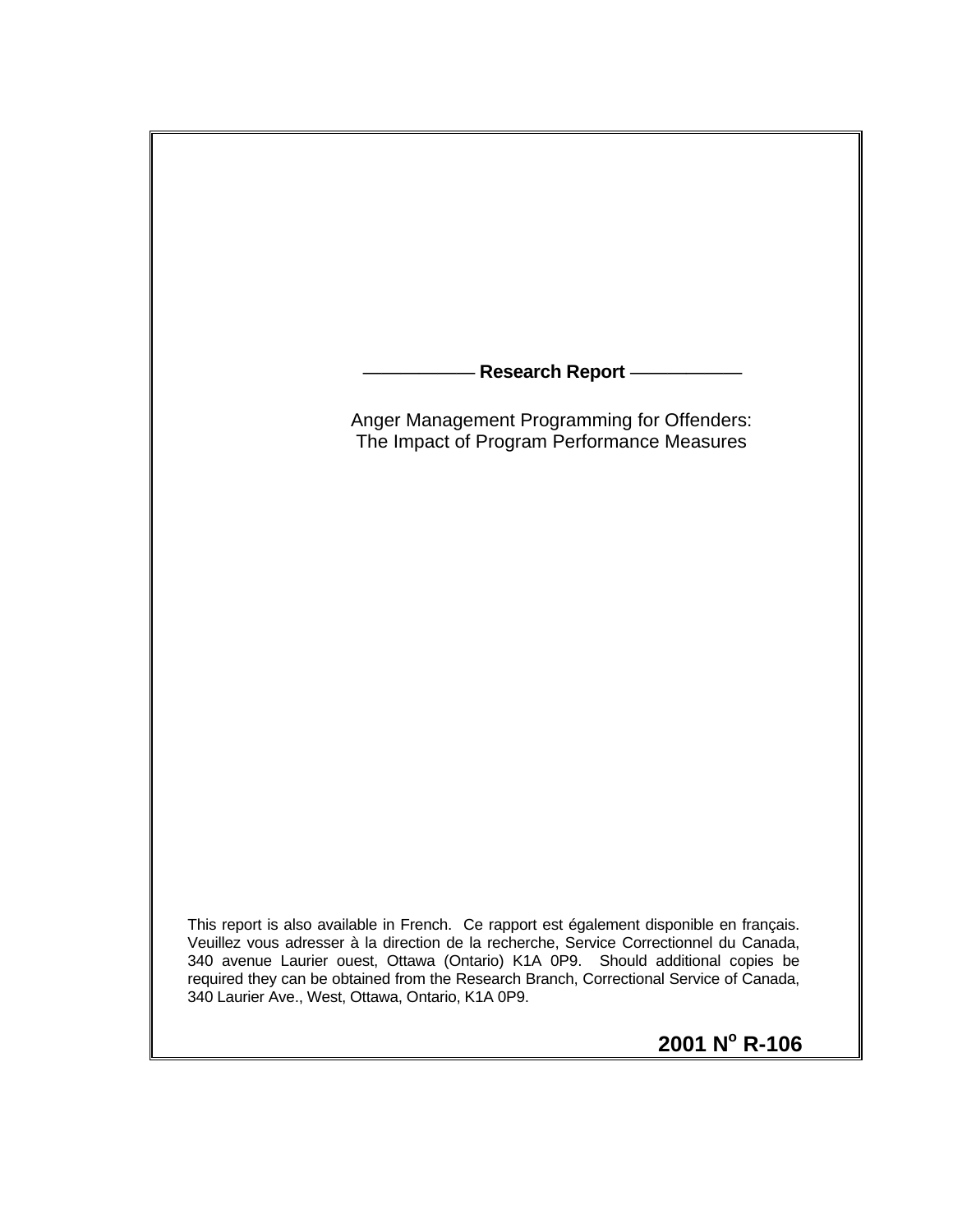**Research Report**

# Anger Management Programming for Offenders: The Impact of Program Performance Measures

This report is also available in French. Ce rapport est également disponible en français. Veuillez vous adresser à la direction de la recherche, Service Correctionnel du Canada, 340 avenue Laurier ouest, Ottawa (Ontario) K1A 0P9. Should additional copies be required they can be obtained from the Research Branch, Correctional Service of Canada, 340 Laurier Ave., West, Ottawa, Ontario, K1A 0P9.

**2001 N$^{o}$ R-106**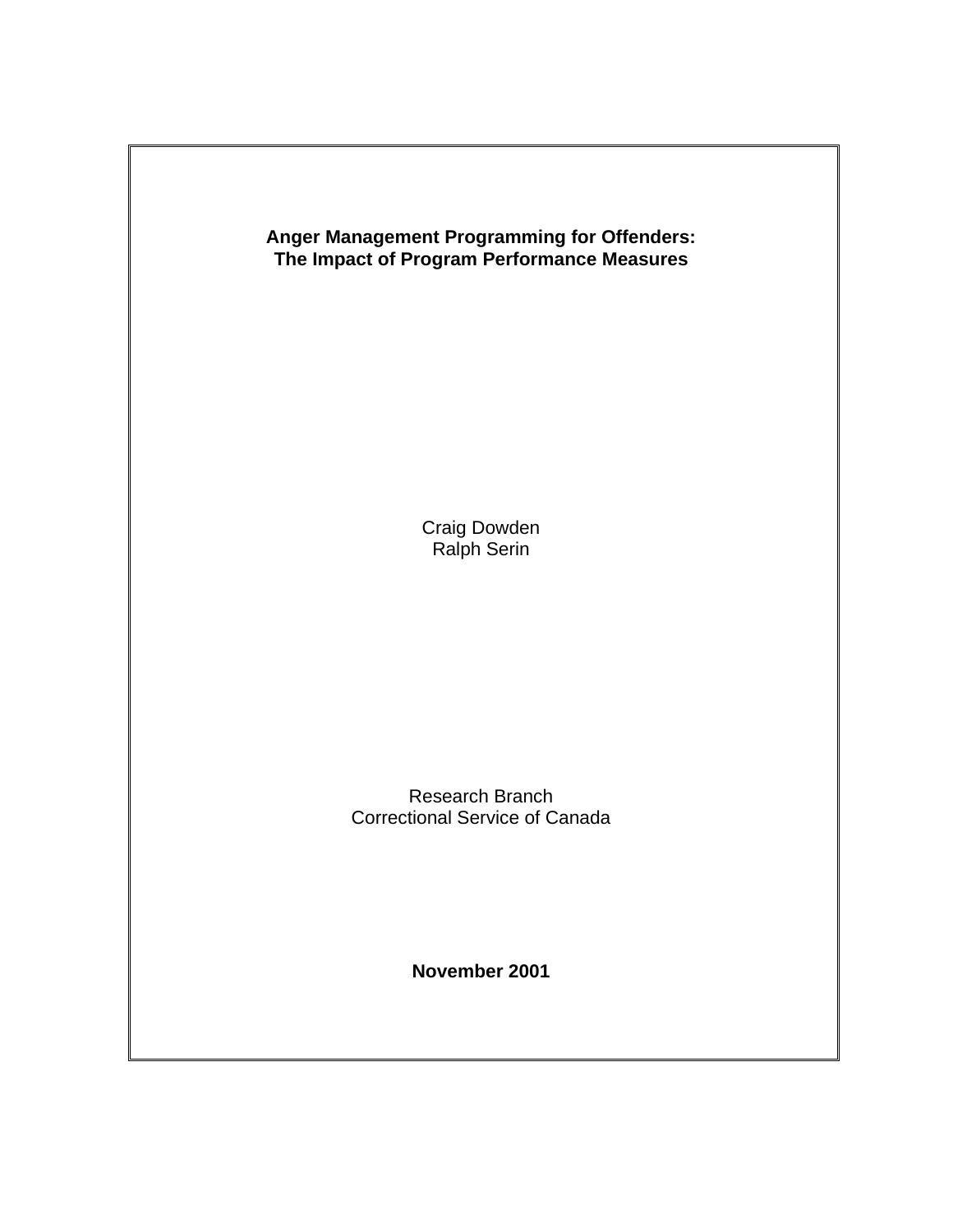**Anger Management Programming for Offenders: The Impact of Program Performance Measures**

Craig Dowden
Ralph Serin

Research Branch
Correctional Service of Canada

**November 2001**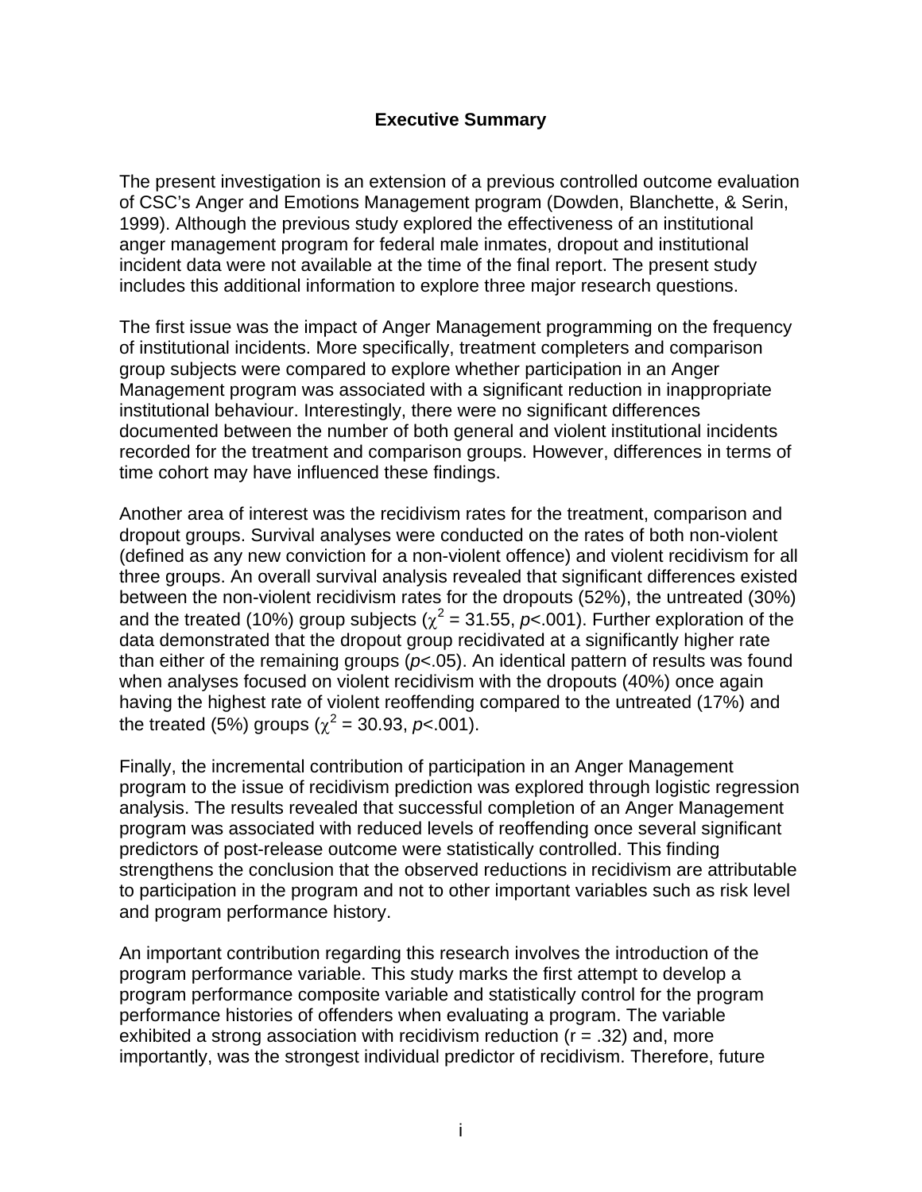## Executive Summary

The present investigation is an extension of a previous controlled outcome evaluation of CSC's Anger and Emotions Management program (Dowden, Blanchette, & Serin, 1999). Although the previous study explored the effectiveness of an institutional anger management program for federal male inmates, dropout and institutional incident data were not available at the time of the final report. The present study includes this additional information to explore three major research questions.

The first issue was the impact of Anger Management programming on the frequency of institutional incidents. More specifically, treatment completers and comparison group subjects were compared to explore whether participation in an Anger Management program was associated with a significant reduction in inappropriate institutional behaviour. Interestingly, there were no significant differences documented between the number of both general and violent institutional incidents recorded for the treatment and comparison groups. However, differences in terms of time cohort may have influenced these findings.

Another area of interest was the recidivism rates for the treatment, comparison and dropout groups. Survival analyses were conducted on the rates of both non-violent (defined as any new conviction for a non-violent offence) and violent recidivism for all three groups. An overall survival analysis revealed that significant differences existed between the non-violent recidivism rates for the dropouts (52%), the untreated (30%) and the treated (10%) group subjects ($\chi^2$ = 31.55, $p$<.001). Further exploration of the data demonstrated that the dropout group recidivated at a significantly higher rate than either of the remaining groups ($p$<.05). An identical pattern of results was found when analyses focused on violent recidivism with the dropouts (40%) once again having the highest rate of violent reoffending compared to the untreated (17%) and the treated (5%) groups ($\chi^2$ = 30.93, $p$<.001).

Finally, the incremental contribution of participation in an Anger Management program to the issue of recidivism prediction was explored through logistic regression analysis. The results revealed that successful completion of an Anger Management program was associated with reduced levels of reoffending once several significant predictors of post-release outcome were statistically controlled. This finding strengthens the conclusion that the observed reductions in recidivism are attributable to participation in the program and not to other important variables such as risk level and program performance history.

An important contribution regarding this research involves the introduction of the program performance variable. This study marks the first attempt to develop a program performance composite variable and statistically control for the program performance histories of offenders when evaluating a program. The variable exhibited a strong association with recidivism reduction (r = .32) and, more importantly, was the strongest individual predictor of recidivism. Therefore, future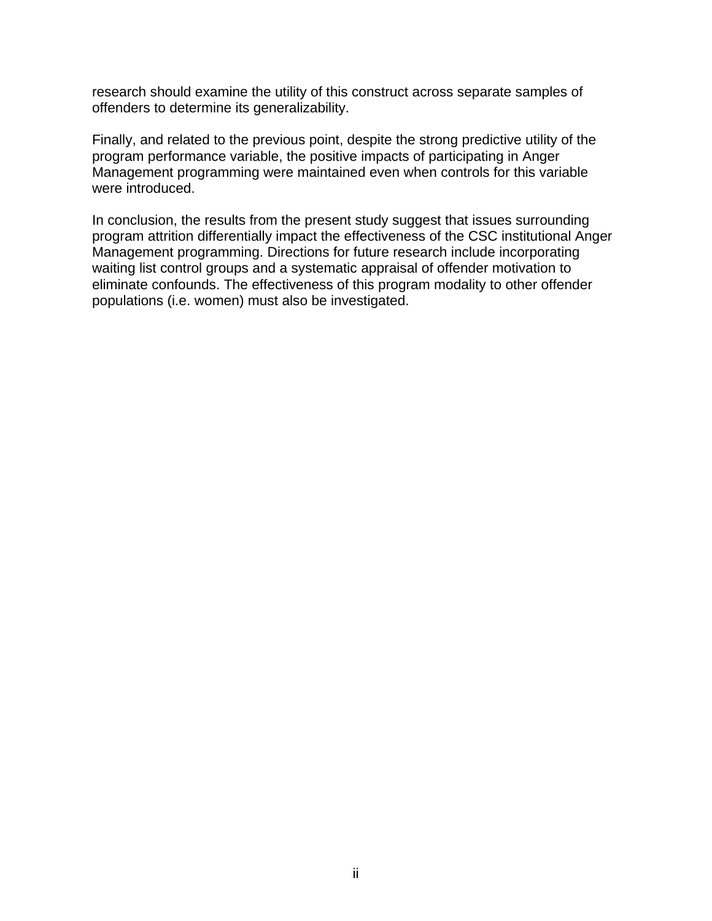research should examine the utility of this construct across separate samples of offenders to determine its generalizability.

Finally, and related to the previous point, despite the strong predictive utility of the program performance variable, the positive impacts of participating in Anger Management programming were maintained even when controls for this variable were introduced.

In conclusion, the results from the present study suggest that issues surrounding program attrition differentially impact the effectiveness of the CSC institutional Anger Management programming. Directions for future research include incorporating waiting list control groups and a systematic appraisal of offender motivation to eliminate confounds. The effectiveness of this program modality to other offender populations (i.e. women) must also be investigated.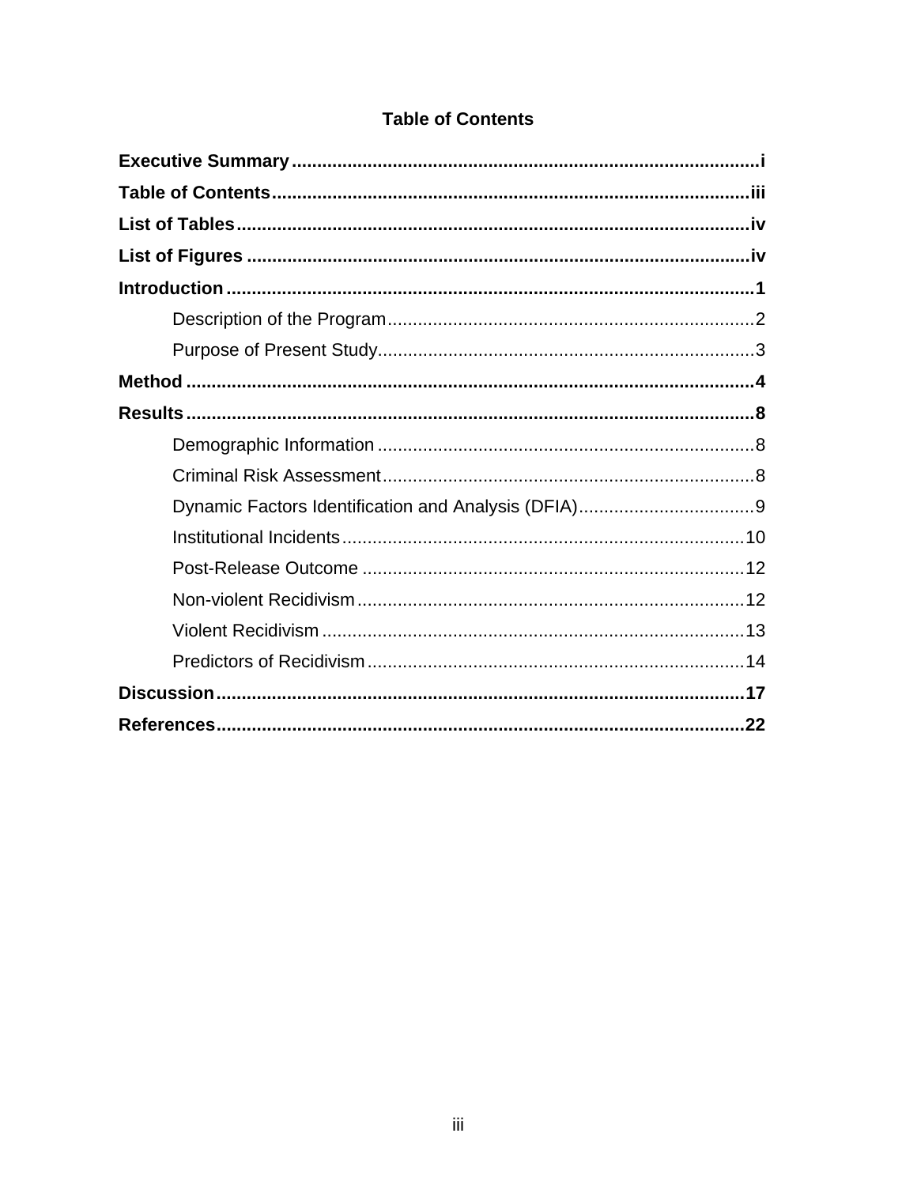# Table of Contents

**Executive Summary** .......... i

**Table of Contents** .......... iii

**List of Tables** .......... iv

**List of Figures** .......... iv

**Introduction** .......... 1

- Description of the Program .......... 2
- Purpose of Present Study .......... 3

**Method** .......... 4

**Results** .......... 8

- Demographic Information .......... 8
- Criminal Risk Assessment .......... 8
- Dynamic Factors Identification and Analysis (DFIA) .......... 9
- Institutional Incidents .......... 10
- Post-Release Outcome .......... 12
- Non-violent Recidivism .......... 12
- Violent Recidivism .......... 13
- Predictors of Recidivism .......... 14

**Discussion** .......... 17

**References** .......... 22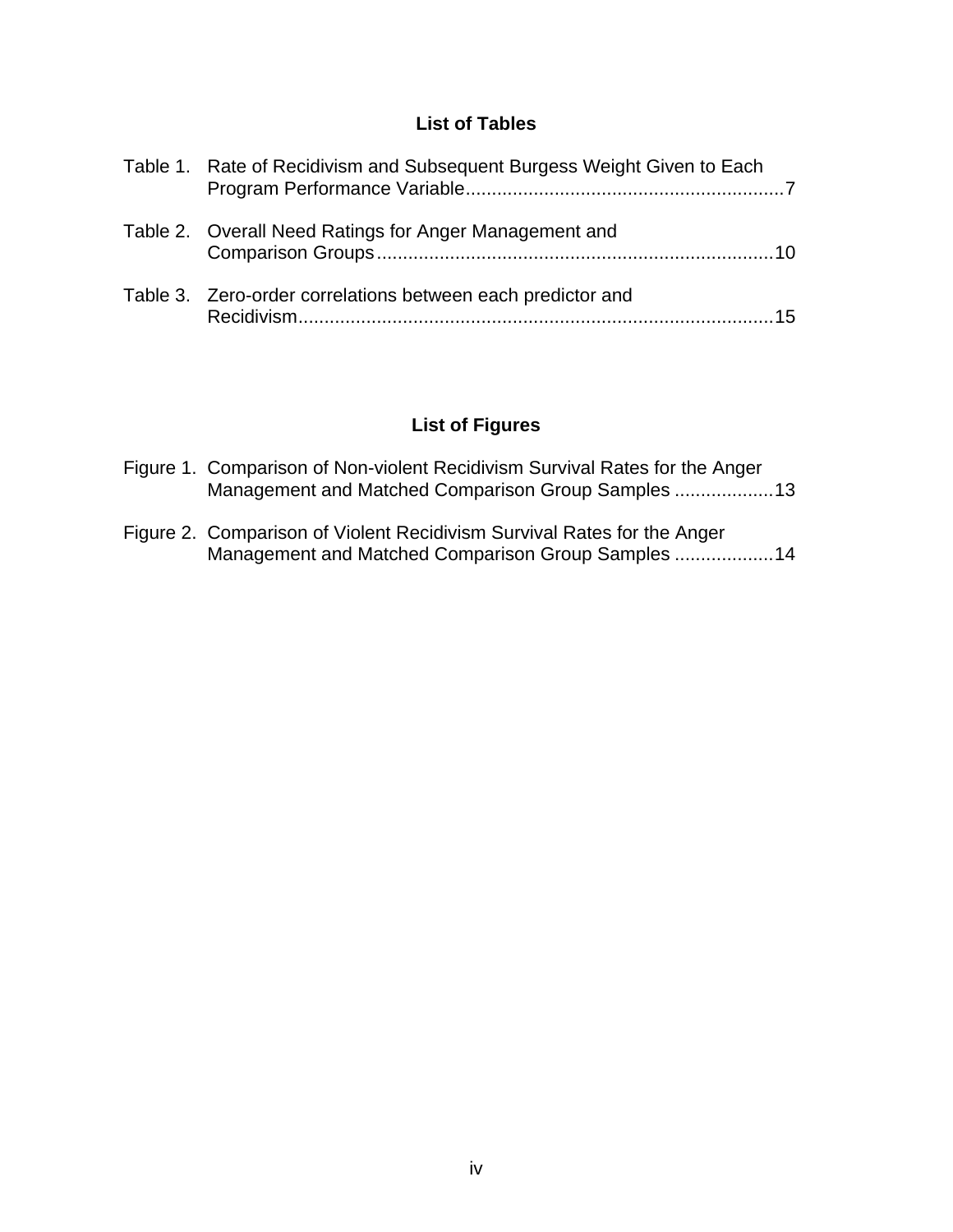## List of Tables

Table 1. Rate of Recidivism and Subsequent Burgess Weight Given to Each Program Performance Variable............................................................7

Table 2. Overall Need Ratings for Anger Management and Comparison Groups...........................................................................10

Table 3. Zero-order correlations between each predictor and Recidivism..........................................................................................15

## List of Figures

Figure 1. Comparison of Non-violent Recidivism Survival Rates for the Anger Management and Matched Comparison Group Samples ...................13

Figure 2. Comparison of Violent Recidivism Survival Rates for the Anger Management and Matched Comparison Group Samples ...................14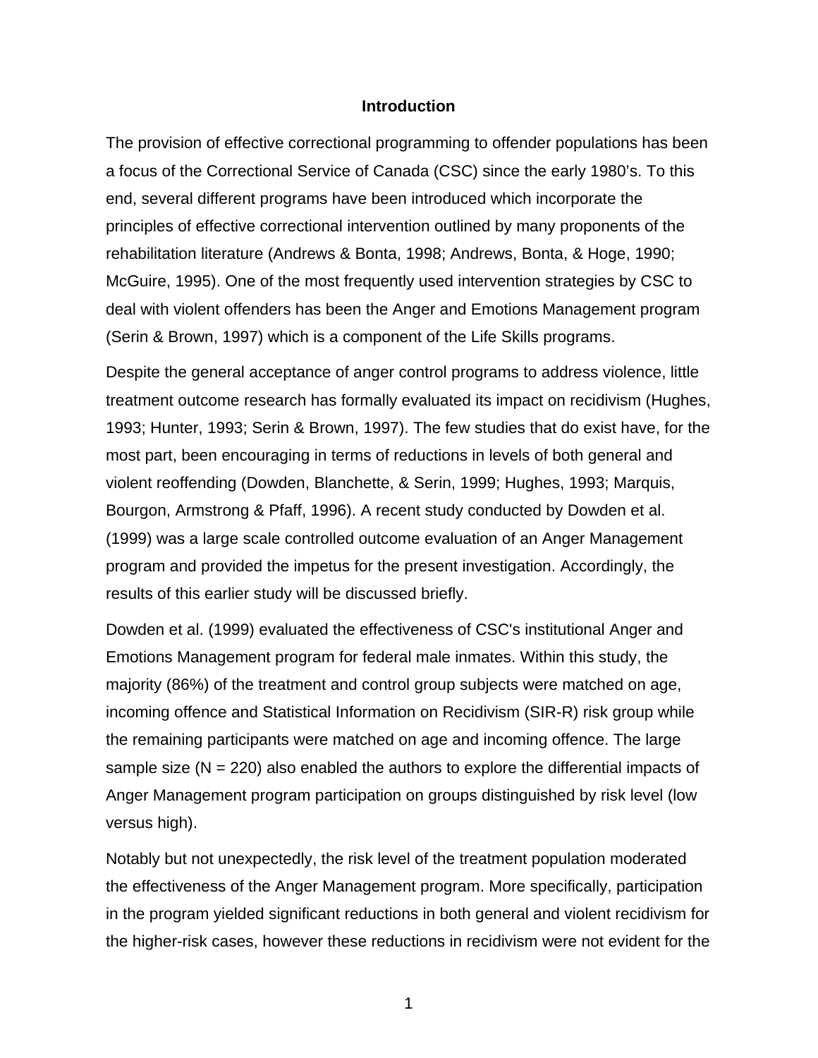## Introduction

The provision of effective correctional programming to offender populations has been a focus of the Correctional Service of Canada (CSC) since the early 1980's. To this end, several different programs have been introduced which incorporate the principles of effective correctional intervention outlined by many proponents of the rehabilitation literature (Andrews & Bonta, 1998; Andrews, Bonta, & Hoge, 1990; McGuire, 1995). One of the most frequently used intervention strategies by CSC to deal with violent offenders has been the Anger and Emotions Management program (Serin & Brown, 1997) which is a component of the Life Skills programs.

Despite the general acceptance of anger control programs to address violence, little treatment outcome research has formally evaluated its impact on recidivism (Hughes, 1993; Hunter, 1993; Serin & Brown, 1997). The few studies that do exist have, for the most part, been encouraging in terms of reductions in levels of both general and violent reoffending (Dowden, Blanchette, & Serin, 1999; Hughes, 1993; Marquis, Bourgon, Armstrong & Pfaff, 1996). A recent study conducted by Dowden et al. (1999) was a large scale controlled outcome evaluation of an Anger Management program and provided the impetus for the present investigation. Accordingly, the results of this earlier study will be discussed briefly.

Dowden et al. (1999) evaluated the effectiveness of CSC's institutional Anger and Emotions Management program for federal male inmates. Within this study, the majority (86%) of the treatment and control group subjects were matched on age, incoming offence and Statistical Information on Recidivism (SIR-R) risk group while the remaining participants were matched on age and incoming offence. The large sample size (N = 220) also enabled the authors to explore the differential impacts of Anger Management program participation on groups distinguished by risk level (low versus high).

Notably but not unexpectedly, the risk level of the treatment population moderated the effectiveness of the Anger Management program. More specifically, participation in the program yielded significant reductions in both general and violent recidivism for the higher-risk cases, however these reductions in recidivism were not evident for the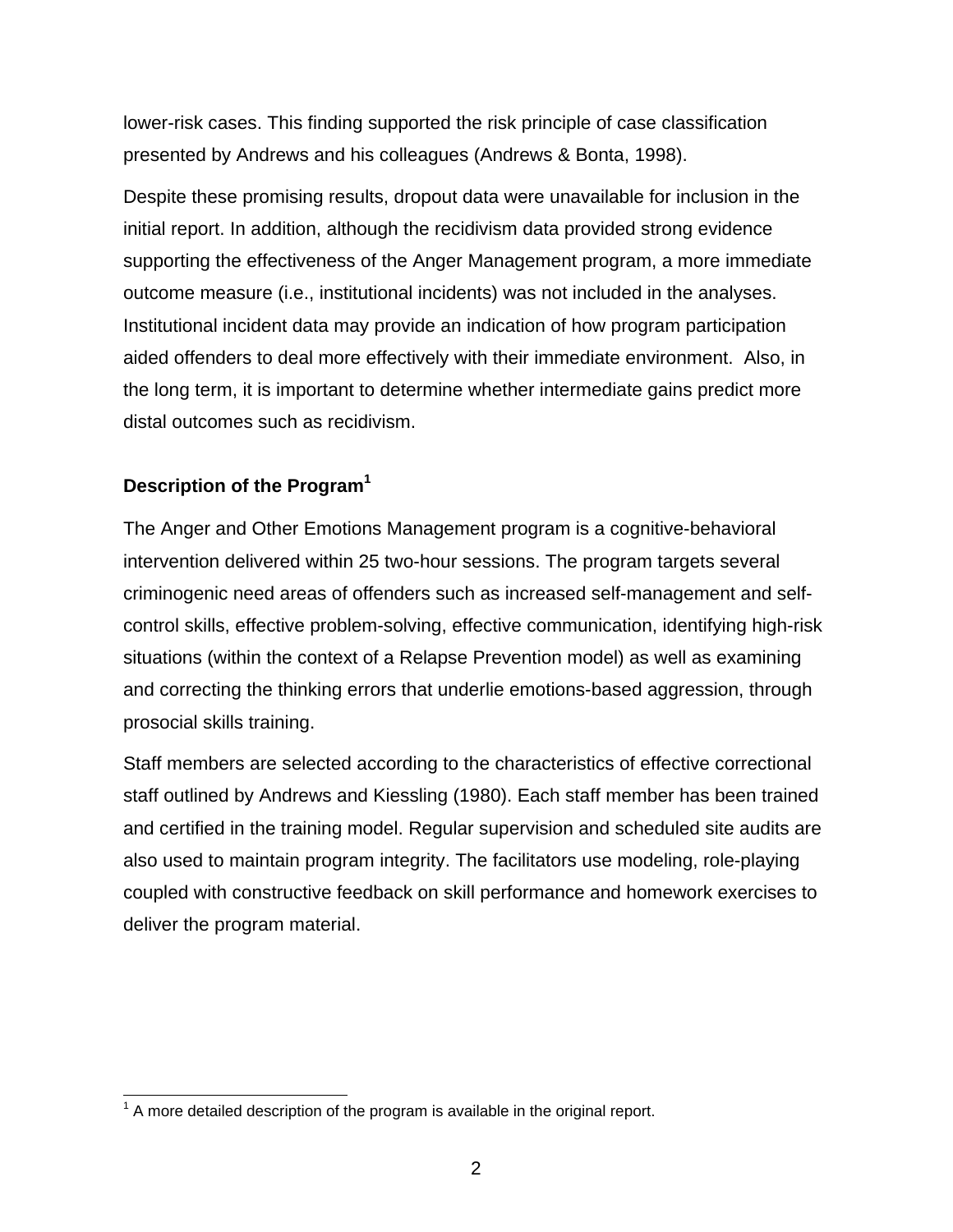lower-risk cases. This finding supported the risk principle of case classification presented by Andrews and his colleagues (Andrews & Bonta, 1998).

Despite these promising results, dropout data were unavailable for inclusion in the initial report. In addition, although the recidivism data provided strong evidence supporting the effectiveness of the Anger Management program, a more immediate outcome measure (i.e., institutional incidents) was not included in the analyses. Institutional incident data may provide an indication of how program participation aided offenders to deal more effectively with their immediate environment. Also, in the long term, it is important to determine whether intermediate gains predict more distal outcomes such as recidivism.

### Description of the Program[1]

The Anger and Other Emotions Management program is a cognitive-behavioral intervention delivered within 25 two-hour sessions. The program targets several criminogenic need areas of offenders such as increased self-management and self-control skills, effective problem-solving, effective communication, identifying high-risk situations (within the context of a Relapse Prevention model) as well as examining and correcting the thinking errors that underlie emotions-based aggression, through prosocial skills training.

Staff members are selected according to the characteristics of effective correctional staff outlined by Andrews and Kiessling (1980). Each staff member has been trained and certified in the training model. Regular supervision and scheduled site audits are also used to maintain program integrity. The facilitators use modeling, role-playing coupled with constructive feedback on skill performance and homework exercises to deliver the program material.

---

[1] A more detailed description of the program is available in the original report.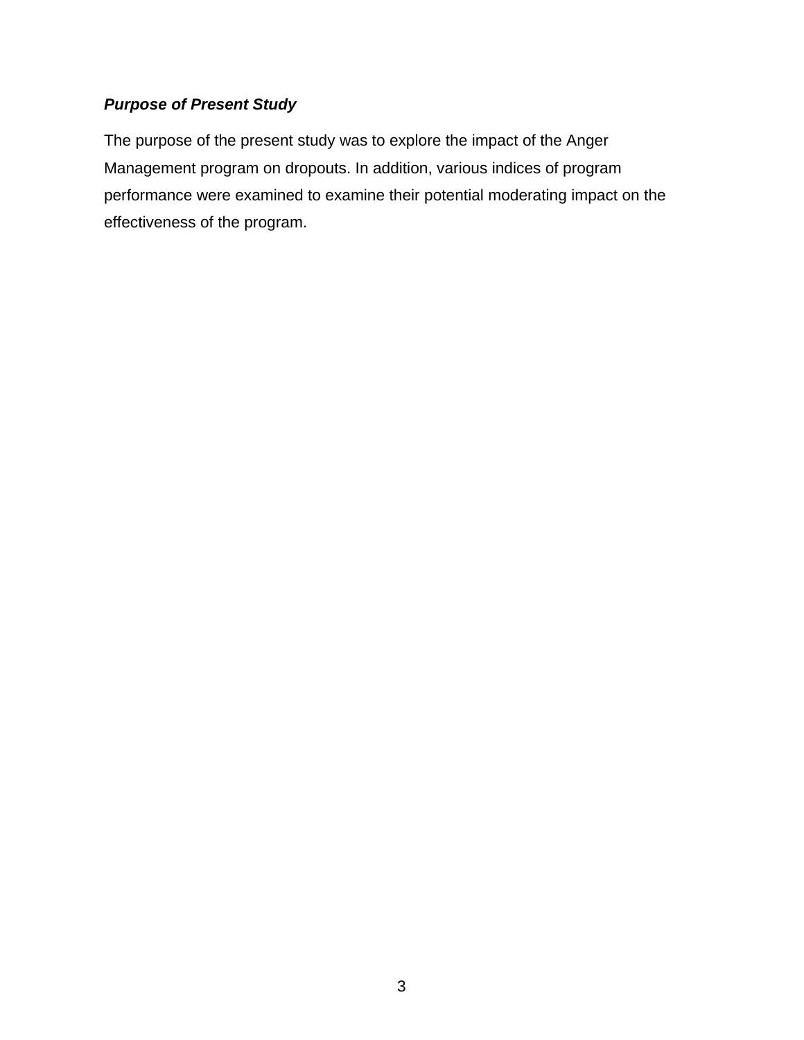### *Purpose of Present Study*

The purpose of the present study was to explore the impact of the Anger Management program on dropouts. In addition, various indices of program performance were examined to examine their potential moderating impact on the effectiveness of the program.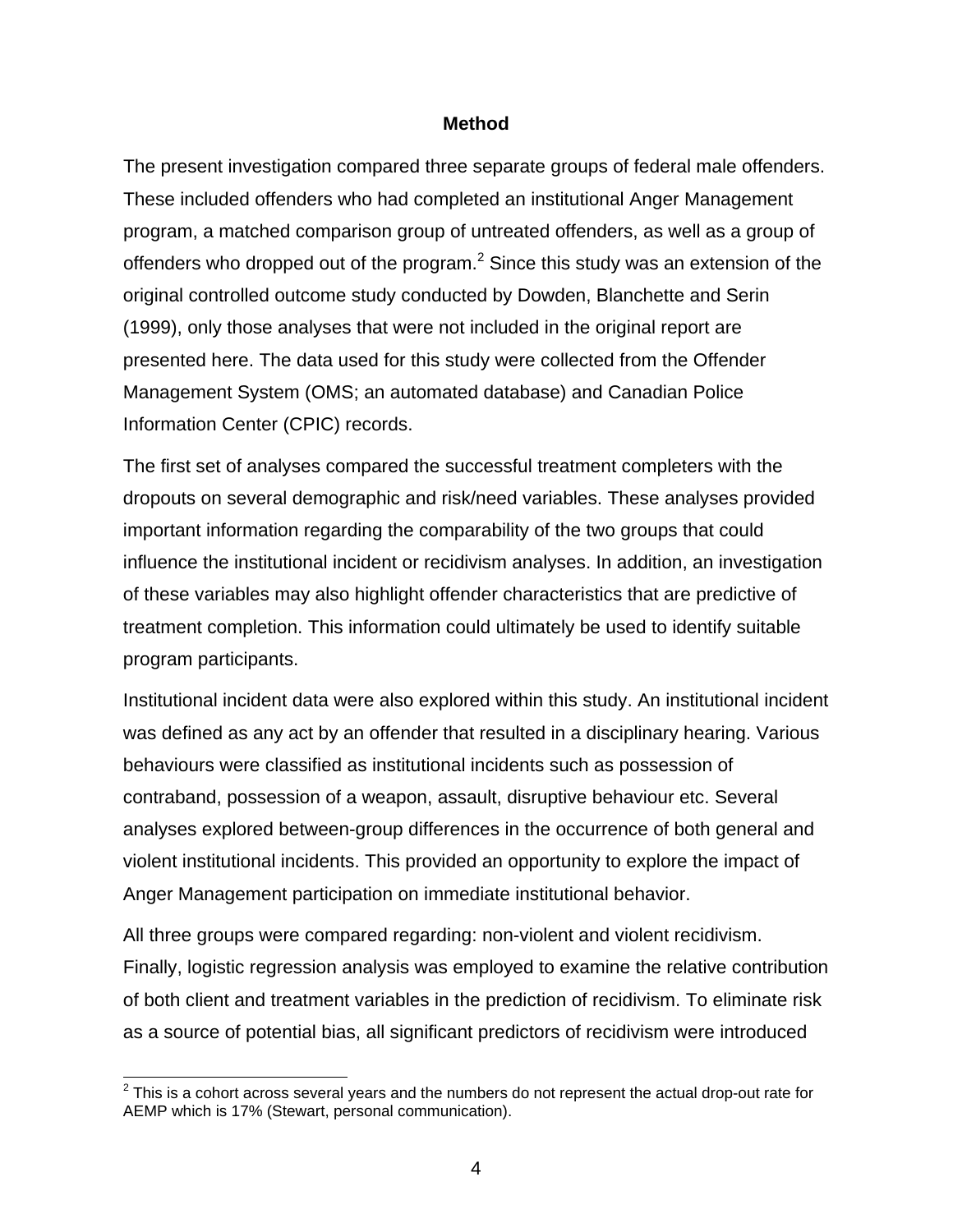## Method

The present investigation compared three separate groups of federal male offenders. These included offenders who had completed an institutional Anger Management program, a matched comparison group of untreated offenders, as well as a group of offenders who dropped out of the program.[2] Since this study was an extension of the original controlled outcome study conducted by Dowden, Blanchette and Serin (1999), only those analyses that were not included in the original report are presented here. The data used for this study were collected from the Offender Management System (OMS; an automated database) and Canadian Police Information Center (CPIC) records.

The first set of analyses compared the successful treatment completers with the dropouts on several demographic and risk/need variables. These analyses provided important information regarding the comparability of the two groups that could influence the institutional incident or recidivism analyses. In addition, an investigation of these variables may also highlight offender characteristics that are predictive of treatment completion. This information could ultimately be used to identify suitable program participants.

Institutional incident data were also explored within this study. An institutional incident was defined as any act by an offender that resulted in a disciplinary hearing. Various behaviours were classified as institutional incidents such as possession of contraband, possession of a weapon, assault, disruptive behaviour etc. Several analyses explored between-group differences in the occurrence of both general and violent institutional incidents. This provided an opportunity to explore the impact of Anger Management participation on immediate institutional behavior.

All three groups were compared regarding: non-violent and violent recidivism. Finally, logistic regression analysis was employed to examine the relative contribution of both client and treatment variables in the prediction of recidivism. To eliminate risk as a source of potential bias, all significant predictors of recidivism were introduced

[2] This is a cohort across several years and the numbers do not represent the actual drop-out rate for AEMP which is 17% (Stewart, personal communication).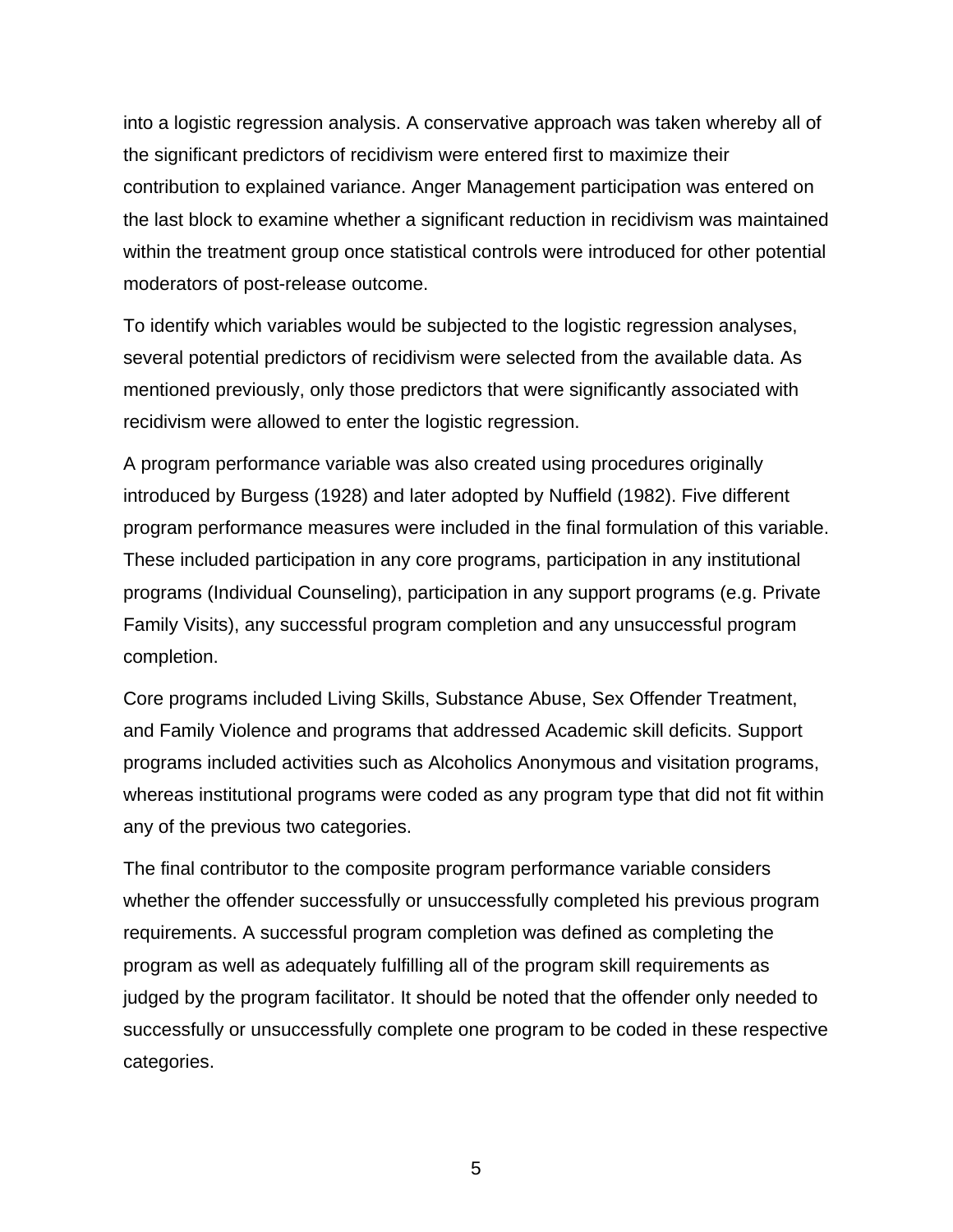into a logistic regression analysis. A conservative approach was taken whereby all of the significant predictors of recidivism were entered first to maximize their contribution to explained variance. Anger Management participation was entered on the last block to examine whether a significant reduction in recidivism was maintained within the treatment group once statistical controls were introduced for other potential moderators of post-release outcome.

To identify which variables would be subjected to the logistic regression analyses, several potential predictors of recidivism were selected from the available data. As mentioned previously, only those predictors that were significantly associated with recidivism were allowed to enter the logistic regression.

A program performance variable was also created using procedures originally introduced by Burgess (1928) and later adopted by Nuffield (1982). Five different program performance measures were included in the final formulation of this variable. These included participation in any core programs, participation in any institutional programs (Individual Counseling), participation in any support programs (e.g. Private Family Visits), any successful program completion and any unsuccessful program completion.

Core programs included Living Skills, Substance Abuse, Sex Offender Treatment, and Family Violence and programs that addressed Academic skill deficits. Support programs included activities such as Alcoholics Anonymous and visitation programs, whereas institutional programs were coded as any program type that did not fit within any of the previous two categories.

The final contributor to the composite program performance variable considers whether the offender successfully or unsuccessfully completed his previous program requirements. A successful program completion was defined as completing the program as well as adequately fulfilling all of the program skill requirements as judged by the program facilitator. It should be noted that the offender only needed to successfully or unsuccessfully complete one program to be coded in these respective categories.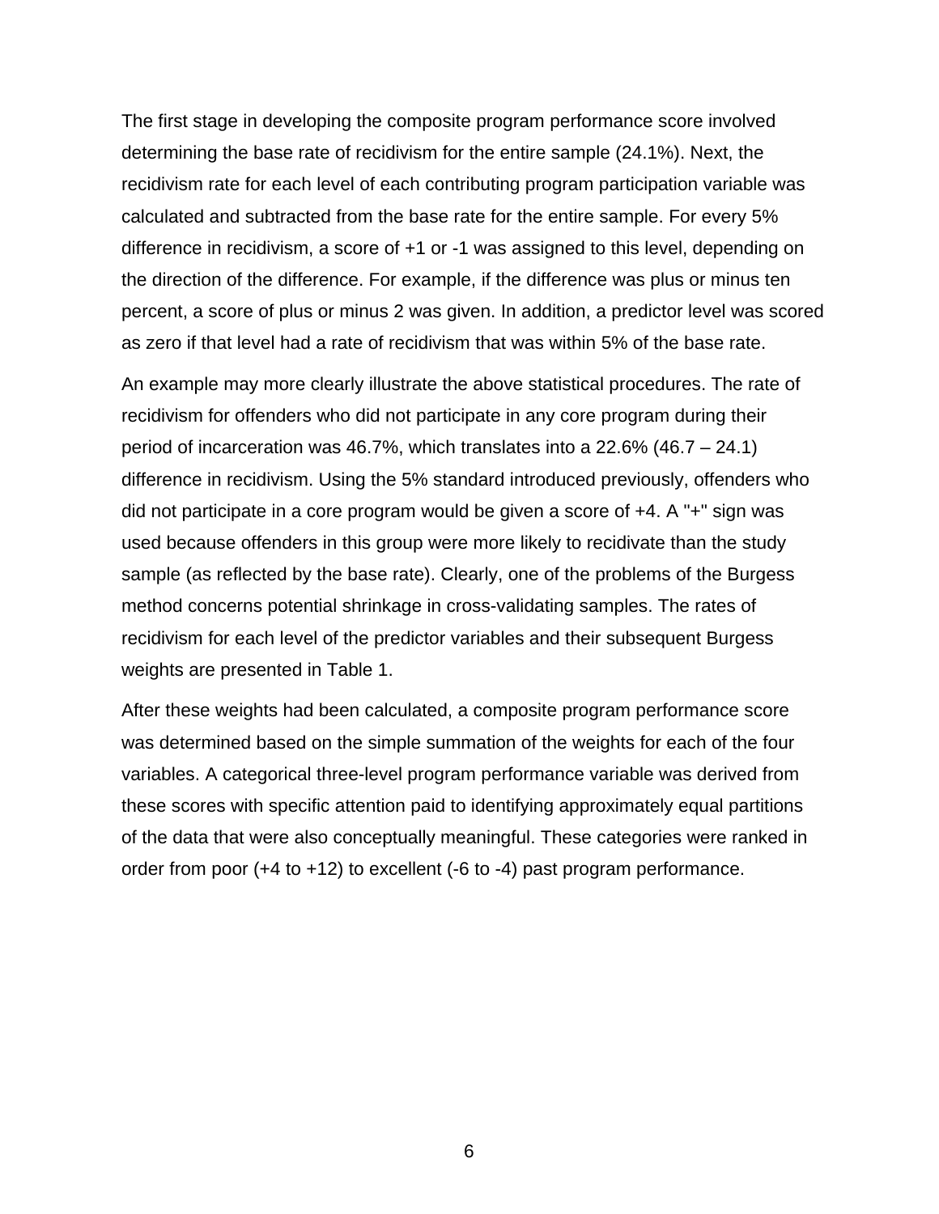The first stage in developing the composite program performance score involved determining the base rate of recidivism for the entire sample (24.1%). Next, the recidivism rate for each level of each contributing program participation variable was calculated and subtracted from the base rate for the entire sample. For every 5% difference in recidivism, a score of +1 or -1 was assigned to this level, depending on the direction of the difference. For example, if the difference was plus or minus ten percent, a score of plus or minus 2 was given. In addition, a predictor level was scored as zero if that level had a rate of recidivism that was within 5% of the base rate.

An example may more clearly illustrate the above statistical procedures. The rate of recidivism for offenders who did not participate in any core program during their period of incarceration was 46.7%, which translates into a 22.6% (46.7 – 24.1) difference in recidivism. Using the 5% standard introduced previously, offenders who did not participate in a core program would be given a score of +4. A "+" sign was used because offenders in this group were more likely to recidivate than the study sample (as reflected by the base rate). Clearly, one of the problems of the Burgess method concerns potential shrinkage in cross-validating samples. The rates of recidivism for each level of the predictor variables and their subsequent Burgess weights are presented in Table 1.

After these weights had been calculated, a composite program performance score was determined based on the simple summation of the weights for each of the four variables. A categorical three-level program performance variable was derived from these scores with specific attention paid to identifying approximately equal partitions of the data that were also conceptually meaningful. These categories were ranked in order from poor (+4 to +12) to excellent (-6 to -4) past program performance.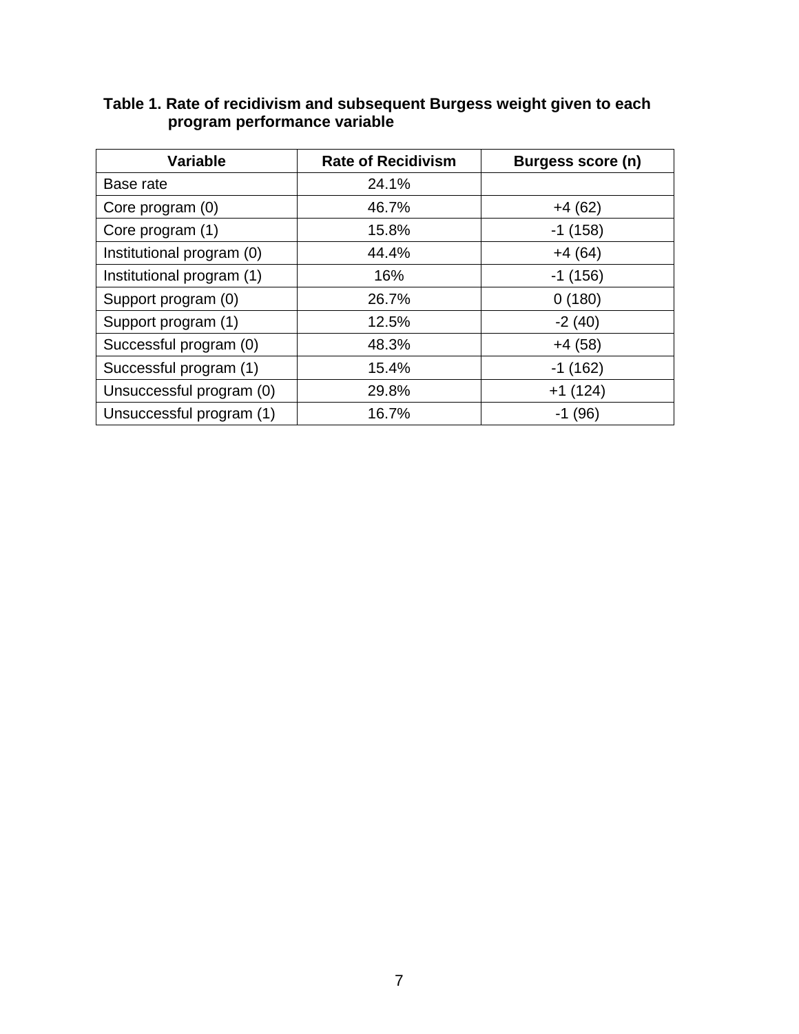**Table 1. Rate of recidivism and subsequent Burgess weight given to each program performance variable**

| Variable | Rate of Recidivism | Burgess score (n) |
|---|---|---|
| Base rate | 24.1% | |
| Core program (0) | 46.7% | +4 (62) |
| Core program (1) | 15.8% | -1 (158) |
| Institutional program (0) | 44.4% | +4 (64) |
| Institutional program (1) | 16% | -1 (156) |
| Support program (0) | 26.7% | 0 (180) |
| Support program (1) | 12.5% | -2 (40) |
| Successful program (0) | 48.3% | +4 (58) |
| Successful program (1) | 15.4% | -1 (162) |
| Unsuccessful program (0) | 29.8% | +1 (124) |
| Unsuccessful program (1) | 16.7% | -1 (96) |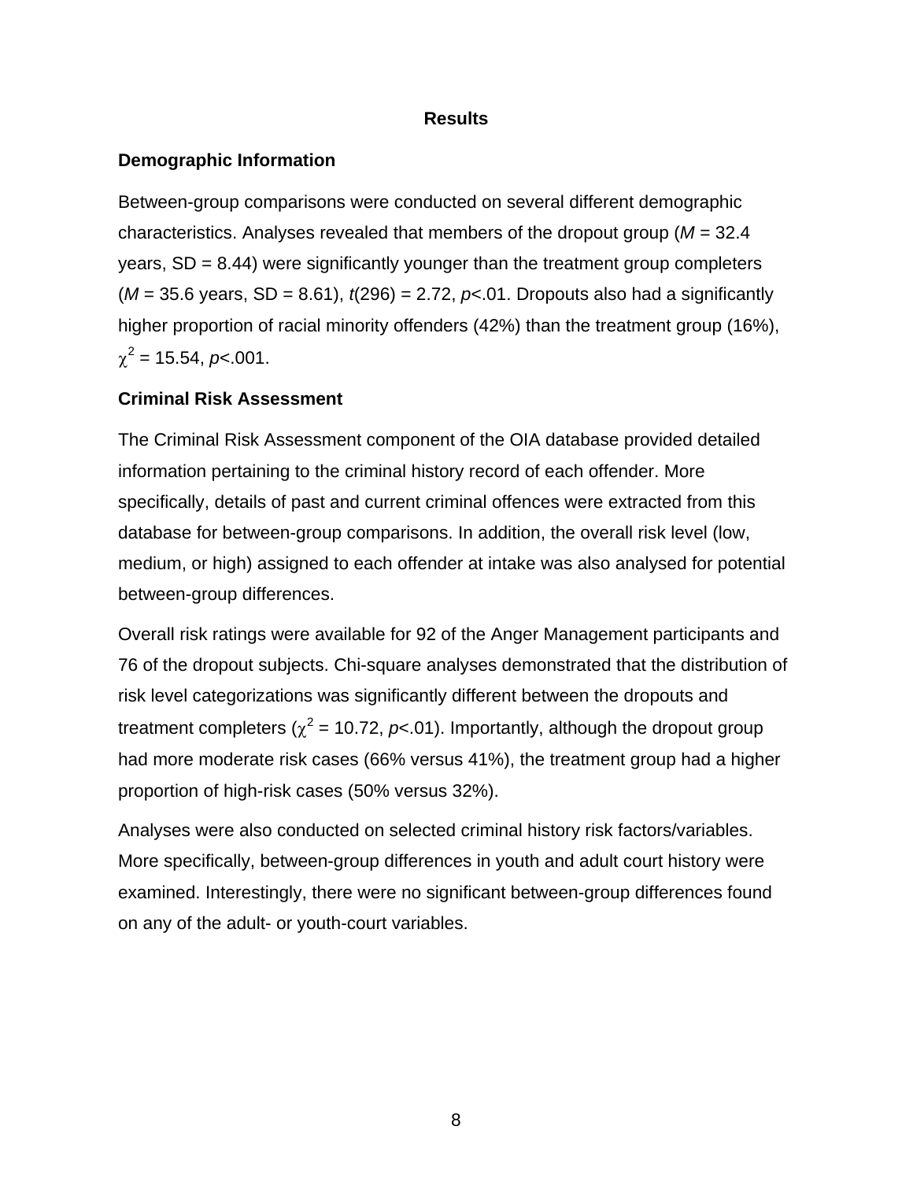# Results

## Demographic Information

Between-group comparisons were conducted on several different demographic characteristics. Analyses revealed that members of the dropout group (*M* = 32.4 years, SD = 8.44) were significantly younger than the treatment group completers (*M* = 35.6 years, SD = 8.61), $t(296) = 2.72$, $p<.01$. Dropouts also had a significantly higher proportion of racial minority offenders (42%) than the treatment group (16%), $\chi^2 = 15.54$, $p<.001$.

## Criminal Risk Assessment

The Criminal Risk Assessment component of the OIA database provided detailed information pertaining to the criminal history record of each offender. More specifically, details of past and current criminal offences were extracted from this database for between-group comparisons. In addition, the overall risk level (low, medium, or high) assigned to each offender at intake was also analysed for potential between-group differences.

Overall risk ratings were available for 92 of the Anger Management participants and 76 of the dropout subjects. Chi-square analyses demonstrated that the distribution of risk level categorizations was significantly different between the dropouts and treatment completers ($\chi^2 = 10.72$, $p<.01$). Importantly, although the dropout group had more moderate risk cases (66% versus 41%), the treatment group had a higher proportion of high-risk cases (50% versus 32%).

Analyses were also conducted on selected criminal history risk factors/variables. More specifically, between-group differences in youth and adult court history were examined. Interestingly, there were no significant between-group differences found on any of the adult- or youth-court variables.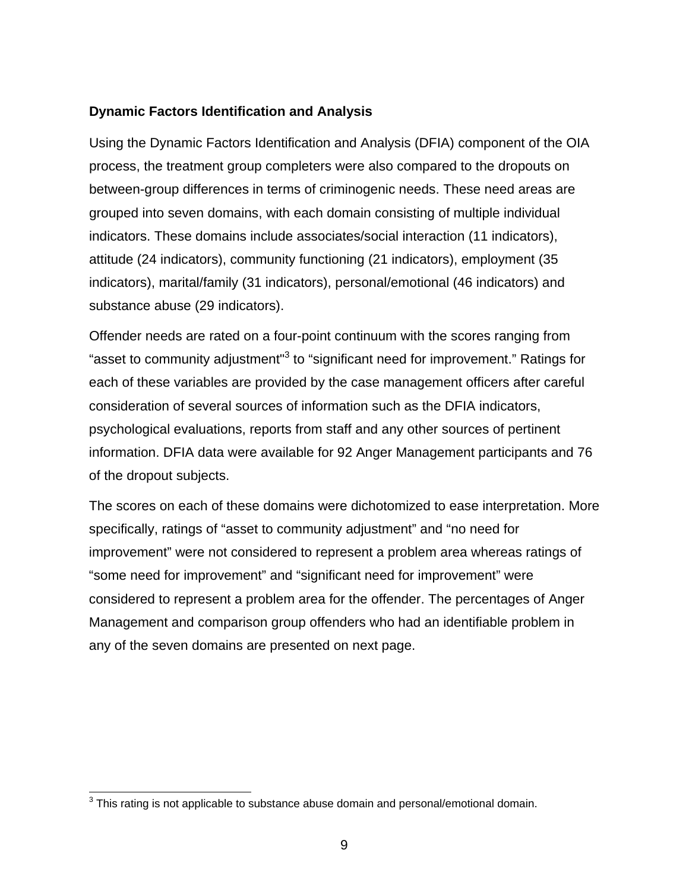**Dynamic Factors Identification and Analysis**

Using the Dynamic Factors Identification and Analysis (DFIA) component of the OIA process, the treatment group completers were also compared to the dropouts on between-group differences in terms of criminogenic needs. These need areas are grouped into seven domains, with each domain consisting of multiple individual indicators. These domains include associates/social interaction (11 indicators), attitude (24 indicators), community functioning (21 indicators), employment (35 indicators), marital/family (31 indicators), personal/emotional (46 indicators) and substance abuse (29 indicators).

Offender needs are rated on a four-point continuum with the scores ranging from "asset to community adjustment"[3] to "significant need for improvement." Ratings for each of these variables are provided by the case management officers after careful consideration of several sources of information such as the DFIA indicators, psychological evaluations, reports from staff and any other sources of pertinent information. DFIA data were available for 92 Anger Management participants and 76 of the dropout subjects.

The scores on each of these domains were dichotomized to ease interpretation. More specifically, ratings of "asset to community adjustment" and "no need for improvement" were not considered to represent a problem area whereas ratings of "some need for improvement" and "significant need for improvement" were considered to represent a problem area for the offender. The percentages of Anger Management and comparison group offenders who had an identifiable problem in any of the seven domains are presented on next page.

[3] This rating is not applicable to substance abuse domain and personal/emotional domain.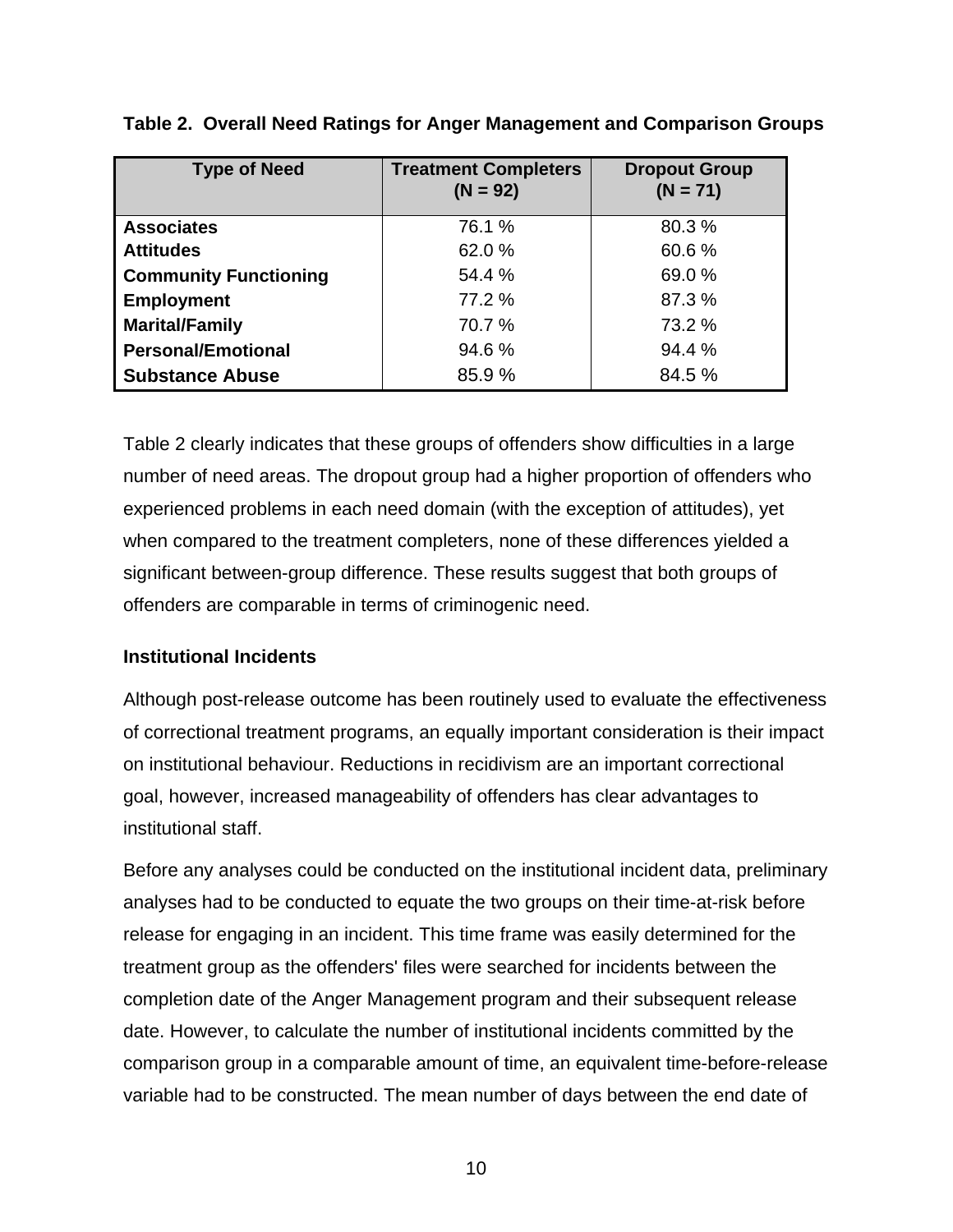**Table 2. Overall Need Ratings for Anger Management and Comparison Groups**

| Type of Need | Treatment Completers (N = 92) | Dropout Group (N = 71) |
|---|---|---|
| **Associates** | 76.1 % | 80.3 % |
| **Attitudes** | 62.0 % | 60.6 % |
| **Community Functioning** | 54.4 % | 69.0 % |
| **Employment** | 77.2 % | 87.3 % |
| **Marital/Family** | 70.7 % | 73.2 % |
| **Personal/Emotional** | 94.6 % | 94.4 % |
| **Substance Abuse** | 85.9 % | 84.5 % |

Table 2 clearly indicates that these groups of offenders show difficulties in a large number of need areas. The dropout group had a higher proportion of offenders who experienced problems in each need domain (with the exception of attitudes), yet when compared to the treatment completers, none of these differences yielded a significant between-group difference. These results suggest that both groups of offenders are comparable in terms of criminogenic need.

### Institutional Incidents

Although post-release outcome has been routinely used to evaluate the effectiveness of correctional treatment programs, an equally important consideration is their impact on institutional behaviour. Reductions in recidivism are an important correctional goal, however, increased manageability of offenders has clear advantages to institutional staff.

Before any analyses could be conducted on the institutional incident data, preliminary analyses had to be conducted to equate the two groups on their time-at-risk before release for engaging in an incident. This time frame was easily determined for the treatment group as the offenders' files were searched for incidents between the completion date of the Anger Management program and their subsequent release date. However, to calculate the number of institutional incidents committed by the comparison group in a comparable amount of time, an equivalent time-before-release variable had to be constructed. The mean number of days between the end date of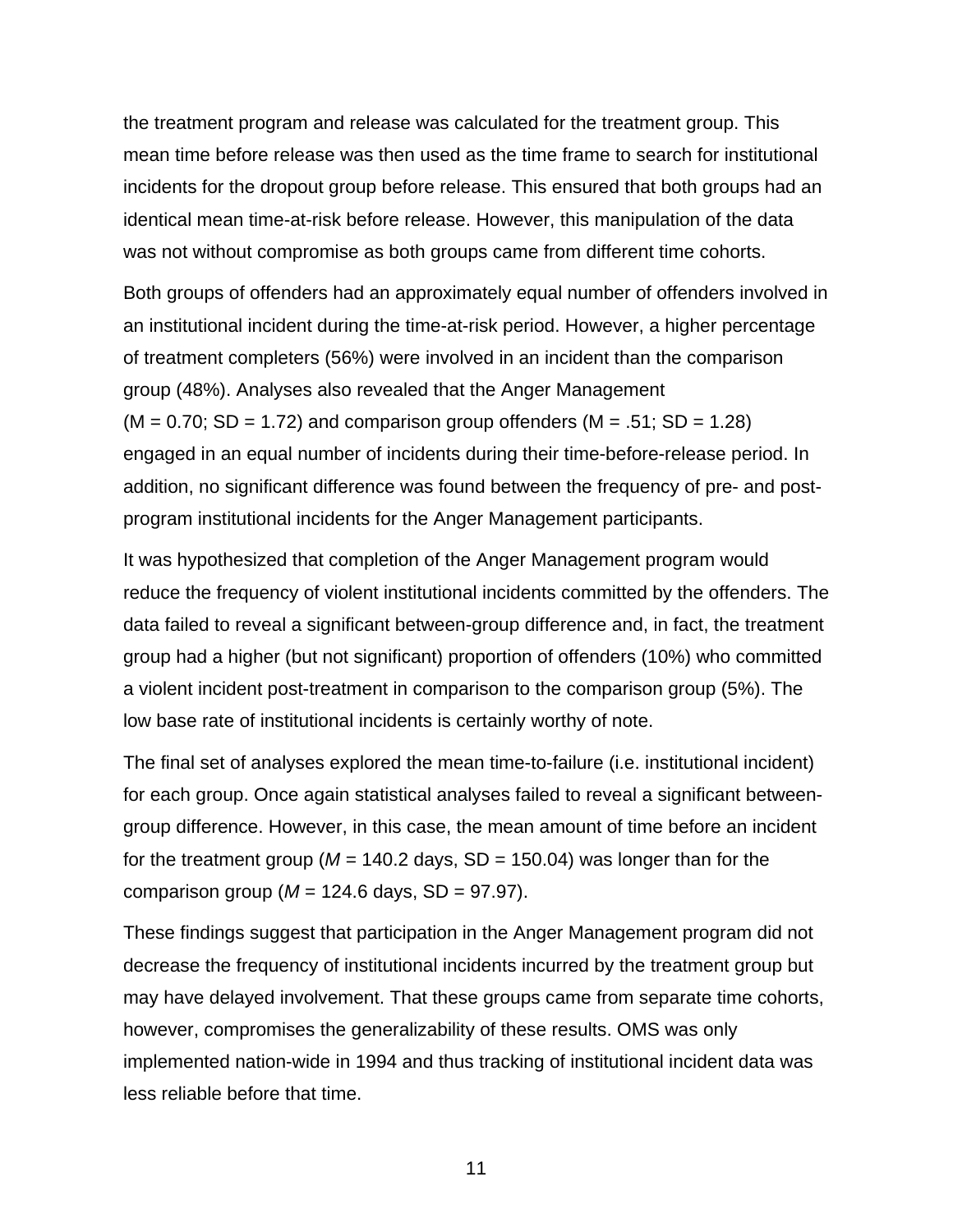the treatment program and release was calculated for the treatment group. This mean time before release was then used as the time frame to search for institutional incidents for the dropout group before release. This ensured that both groups had an identical mean time-at-risk before release. However, this manipulation of the data was not without compromise as both groups came from different time cohorts.

Both groups of offenders had an approximately equal number of offenders involved in an institutional incident during the time-at-risk period. However, a higher percentage of treatment completers (56%) were involved in an incident than the comparison group (48%). Analyses also revealed that the Anger Management ($M = 0.70$; $SD = 1.72$) and comparison group offenders ($M = .51$; $SD = 1.28$) engaged in an equal number of incidents during their time-before-release period. In addition, no significant difference was found between the frequency of pre- and post-program institutional incidents for the Anger Management participants.

It was hypothesized that completion of the Anger Management program would reduce the frequency of violent institutional incidents committed by the offenders. The data failed to reveal a significant between-group difference and, in fact, the treatment group had a higher (but not significant) proportion of offenders (10%) who committed a violent incident post-treatment in comparison to the comparison group (5%). The low base rate of institutional incidents is certainly worthy of note.

The final set of analyses explored the mean time-to-failure (i.e. institutional incident) for each group. Once again statistical analyses failed to reveal a significant between-group difference. However, in this case, the mean amount of time before an incident for the treatment group ($M = 140.2$ days, $SD = 150.04$) was longer than for the comparison group ($M = 124.6$ days, $SD = 97.97$).

These findings suggest that participation in the Anger Management program did not decrease the frequency of institutional incidents incurred by the treatment group but may have delayed involvement. That these groups came from separate time cohorts, however, compromises the generalizability of these results. OMS was only implemented nation-wide in 1994 and thus tracking of institutional incident data was less reliable before that time.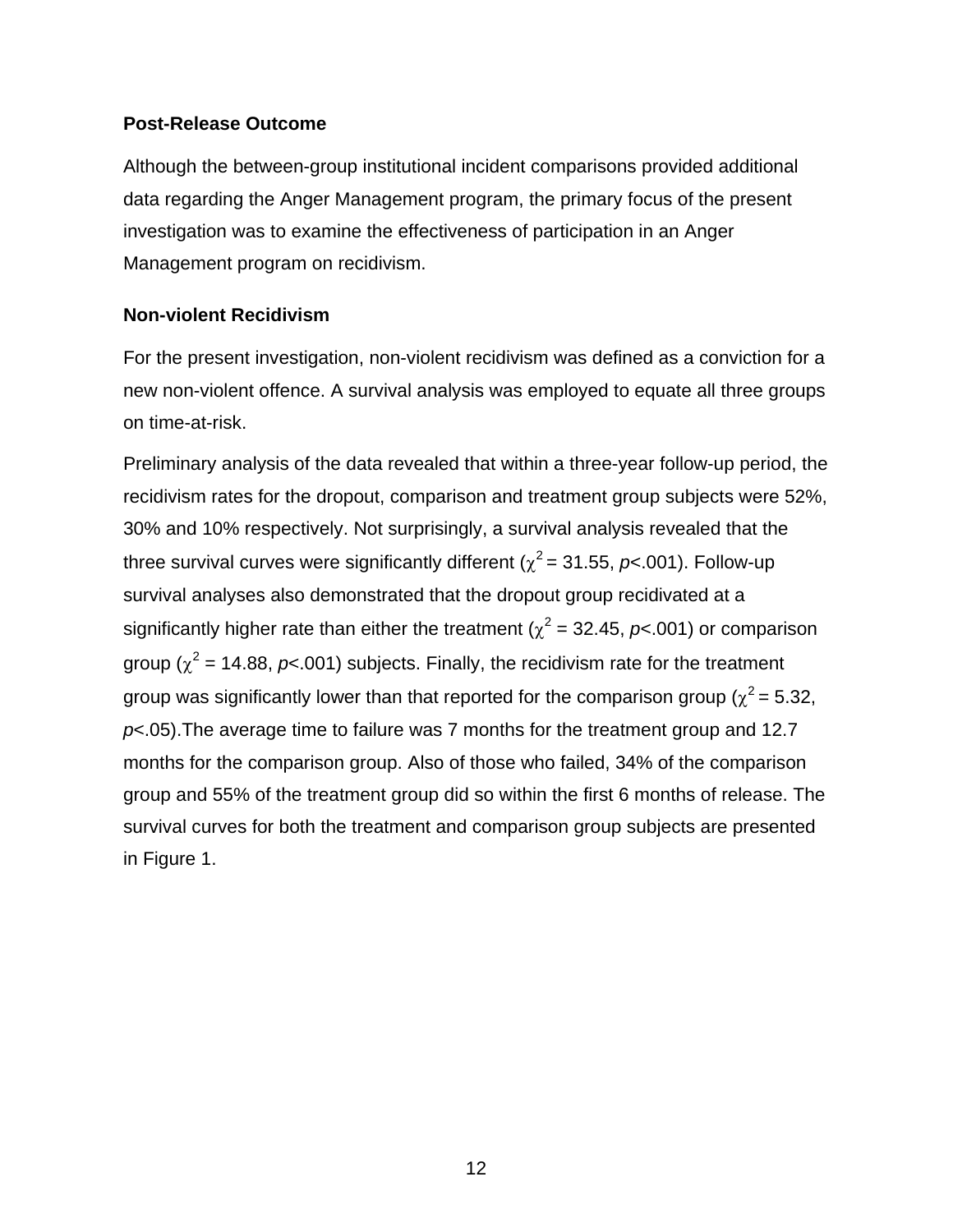### Post-Release Outcome

Although the between-group institutional incident comparisons provided additional data regarding the Anger Management program, the primary focus of the present investigation was to examine the effectiveness of participation in an Anger Management program on recidivism.

### Non-violent Recidivism

For the present investigation, non-violent recidivism was defined as a conviction for a new non-violent offence. A survival analysis was employed to equate all three groups on time-at-risk.

Preliminary analysis of the data revealed that within a three-year follow-up period, the recidivism rates for the dropout, comparison and treatment group subjects were 52%, 30% and 10% respectively. Not surprisingly, a survival analysis revealed that the three survival curves were significantly different ($\chi^2 = 31.55$, $p<.001$). Follow-up survival analyses also demonstrated that the dropout group recidivated at a significantly higher rate than either the treatment ($\chi^2 = 32.45$, $p<.001$) or comparison group ($\chi^2 = 14.88$, $p<.001$) subjects. Finally, the recidivism rate for the treatment group was significantly lower than that reported for the comparison group ($\chi^2 = 5.32$, $p<.05$).The average time to failure was 7 months for the treatment group and 12.7 months for the comparison group. Also of those who failed, 34% of the comparison group and 55% of the treatment group did so within the first 6 months of release. The survival curves for both the treatment and comparison group subjects are presented in Figure 1.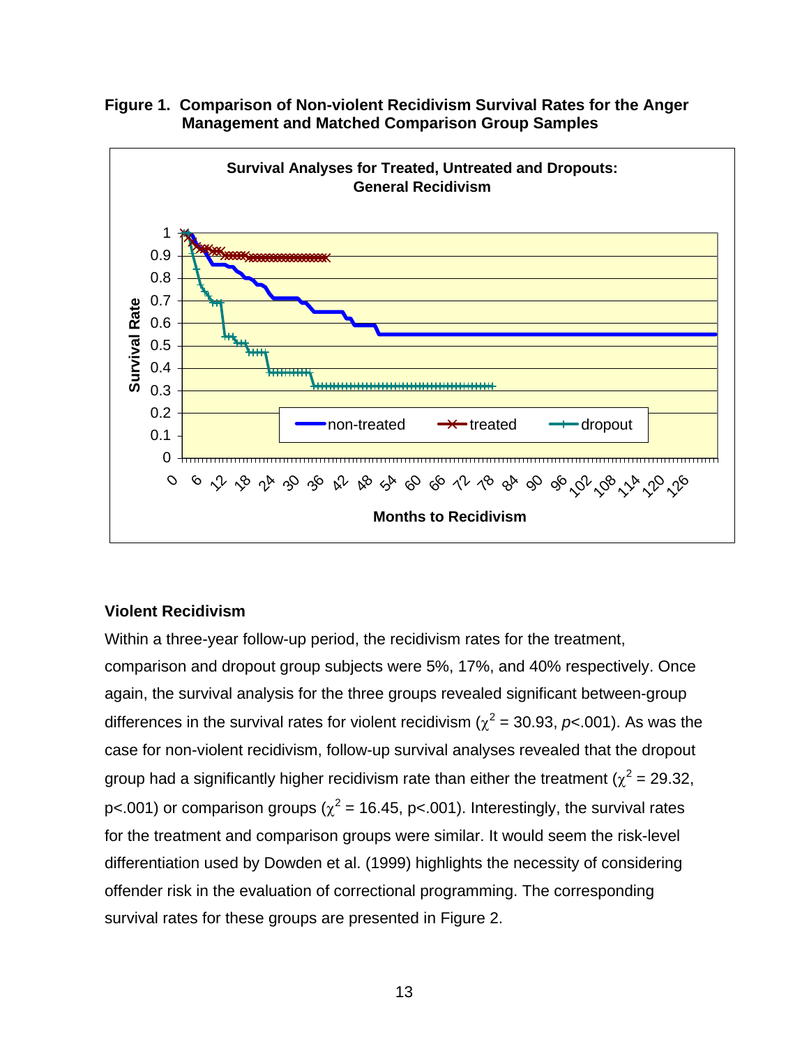**Figure 1. Comparison of Non-violent Recidivism Survival Rates for the Anger Management and Matched Comparison Group Samples**

### Violent Recidivism

Within a three-year follow-up period, the recidivism rates for the treatment, comparison and dropout group subjects were 5%, 17%, and 40% respectively. Once again, the survival analysis for the three groups revealed significant between-group differences in the survival rates for violent recidivism ($\chi^2$ = 30.93, $p$<.001). As was the case for non-violent recidivism, follow-up survival analyses revealed that the dropout group had a significantly higher recidivism rate than either the treatment ($\chi^2$ = 29.32, p<.001) or comparison groups ($\chi^2$ = 16.45, p<.001). Interestingly, the survival rates for the treatment and comparison groups were similar. It would seem the risk-level differentiation used by Dowden et al. (1999) highlights the necessity of considering offender risk in the evaluation of correctional programming. The corresponding survival rates for these groups are presented in Figure 2.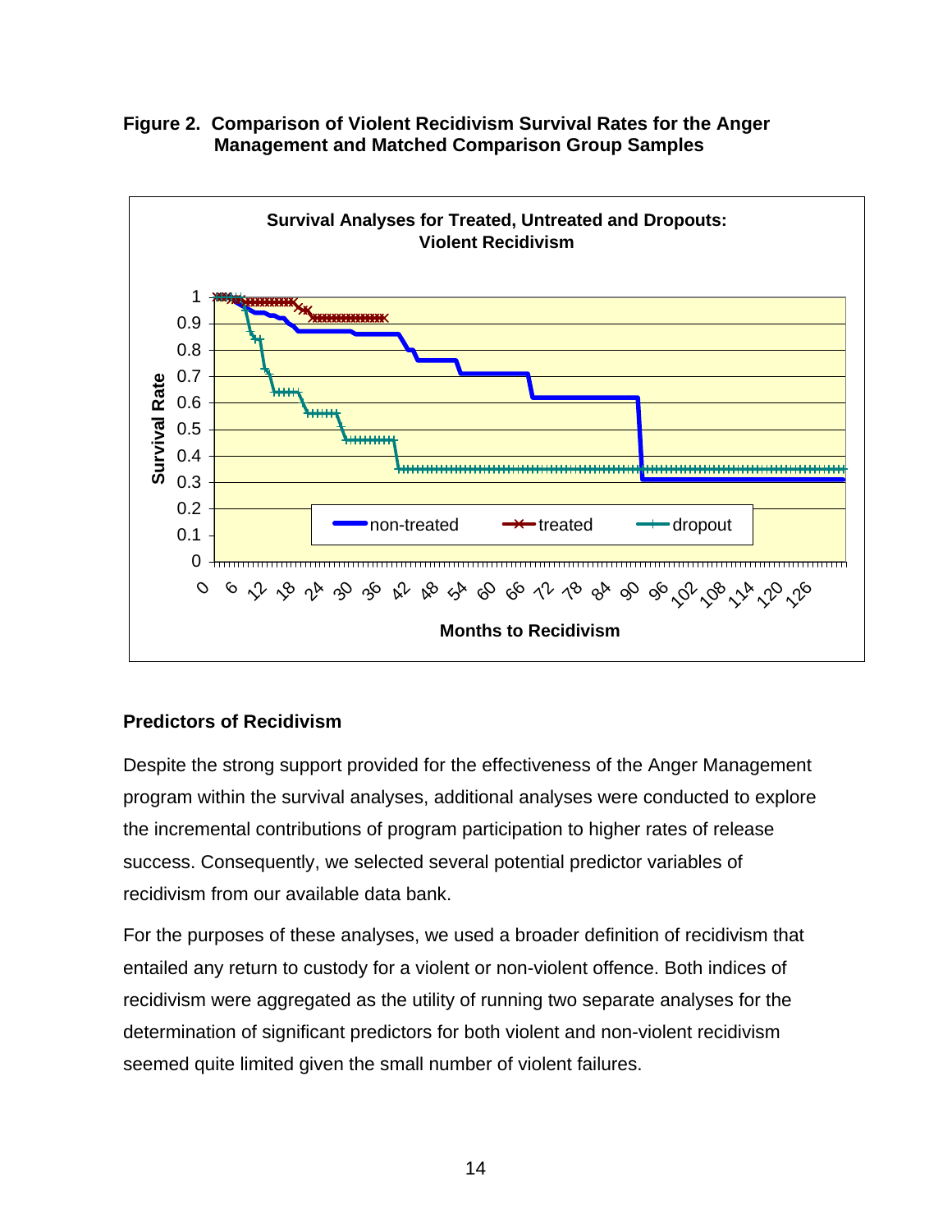**Figure 2. Comparison of Violent Recidivism Survival Rates for the Anger Management and Matched Comparison Group Samples**

### Predictors of Recidivism

Despite the strong support provided for the effectiveness of the Anger Management program within the survival analyses, additional analyses were conducted to explore the incremental contributions of program participation to higher rates of release success. Consequently, we selected several potential predictor variables of recidivism from our available data bank.

For the purposes of these analyses, we used a broader definition of recidivism that entailed any return to custody for a violent or non-violent offence. Both indices of recidivism were aggregated as the utility of running two separate analyses for the determination of significant predictors for both violent and non-violent recidivism seemed quite limited given the small number of violent failures.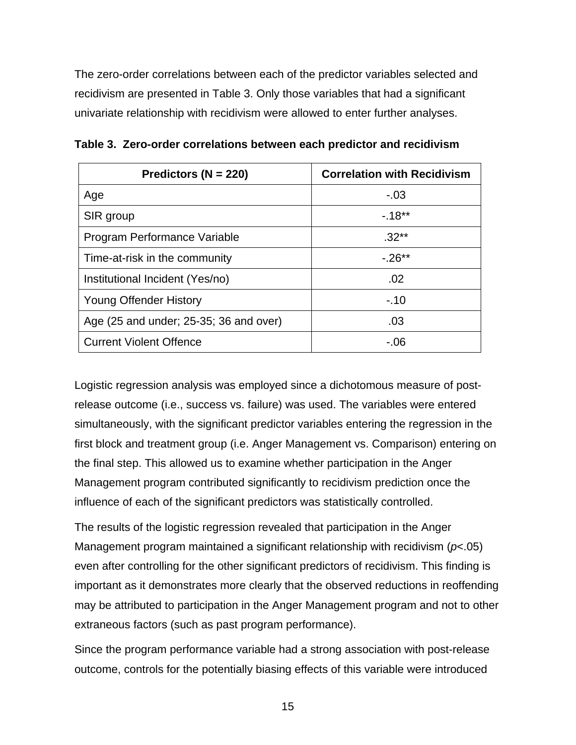The zero-order correlations between each of the predictor variables selected and recidivism are presented in Table 3. Only those variables that had a significant univariate relationship with recidivism were allowed to enter further analyses.

**Table 3. Zero-order correlations between each predictor and recidivism**

| Predictors (N = 220) | Correlation with Recidivism |
|---|---|
| Age | -.03 |
| SIR group | -.18** |
| Program Performance Variable | .32** |
| Time-at-risk in the community | -.26** |
| Institutional Incident (Yes/no) | .02 |
| Young Offender History | -.10 |
| Age (25 and under; 25-35; 36 and over) | .03 |
| Current Violent Offence | -.06 |

Logistic regression analysis was employed since a dichotomous measure of post-release outcome (i.e., success vs. failure) was used. The variables were entered simultaneously, with the significant predictor variables entering the regression in the first block and treatment group (i.e. Anger Management vs. Comparison) entering on the final step. This allowed us to examine whether participation in the Anger Management program contributed significantly to recidivism prediction once the influence of each of the significant predictors was statistically controlled.

The results of the logistic regression revealed that participation in the Anger Management program maintained a significant relationship with recidivism ($p<.05$) even after controlling for the other significant predictors of recidivism. This finding is important as it demonstrates more clearly that the observed reductions in reoffending may be attributed to participation in the Anger Management program and not to other extraneous factors (such as past program performance).

Since the program performance variable had a strong association with post-release outcome, controls for the potentially biasing effects of this variable were introduced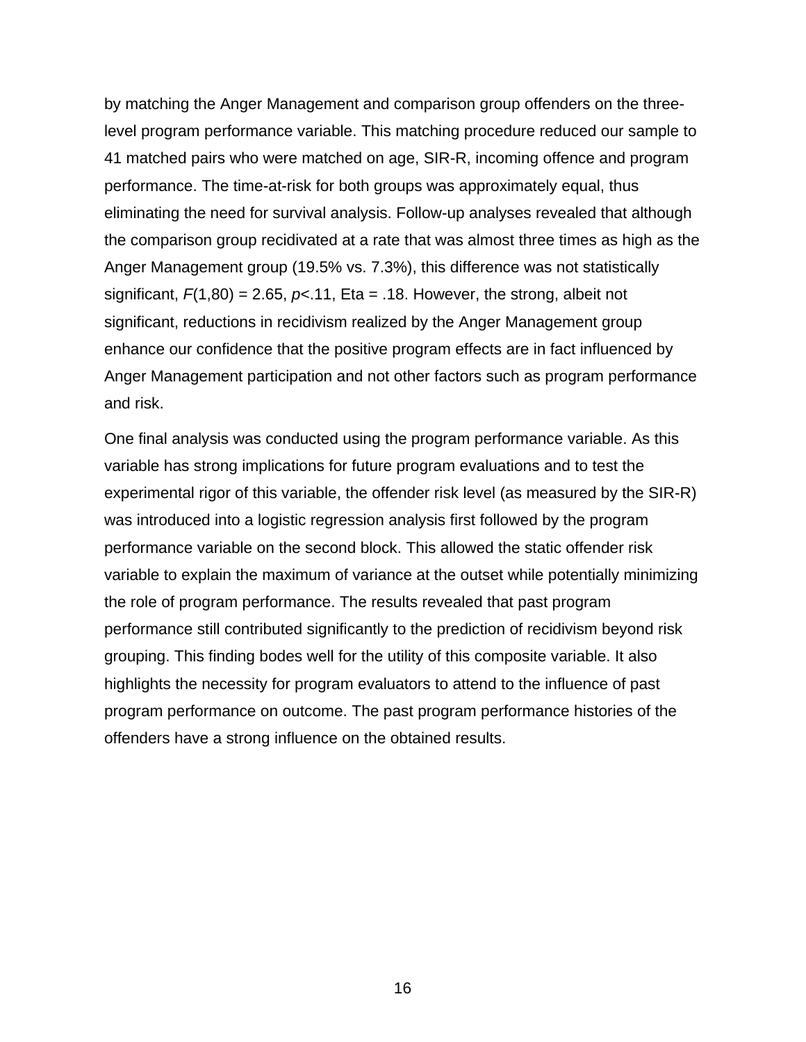by matching the Anger Management and comparison group offenders on the three-level program performance variable. This matching procedure reduced our sample to 41 matched pairs who were matched on age, SIR-R, incoming offence and program performance. The time-at-risk for both groups was approximately equal, thus eliminating the need for survival analysis. Follow-up analyses revealed that although the comparison group recidivated at a rate that was almost three times as high as the Anger Management group (19.5% vs. 7.3%), this difference was not statistically significant, $F(1,80) = 2.65$, $p<.11$, Eta = .18. However, the strong, albeit not significant, reductions in recidivism realized by the Anger Management group enhance our confidence that the positive program effects are in fact influenced by Anger Management participation and not other factors such as program performance and risk.

One final analysis was conducted using the program performance variable. As this variable has strong implications for future program evaluations and to test the experimental rigor of this variable, the offender risk level (as measured by the SIR-R) was introduced into a logistic regression analysis first followed by the program performance variable on the second block. This allowed the static offender risk variable to explain the maximum of variance at the outset while potentially minimizing the role of program performance. The results revealed that past program performance still contributed significantly to the prediction of recidivism beyond risk grouping. This finding bodes well for the utility of this composite variable. It also highlights the necessity for program evaluators to attend to the influence of past program performance on outcome. The past program performance histories of the offenders have a strong influence on the obtained results.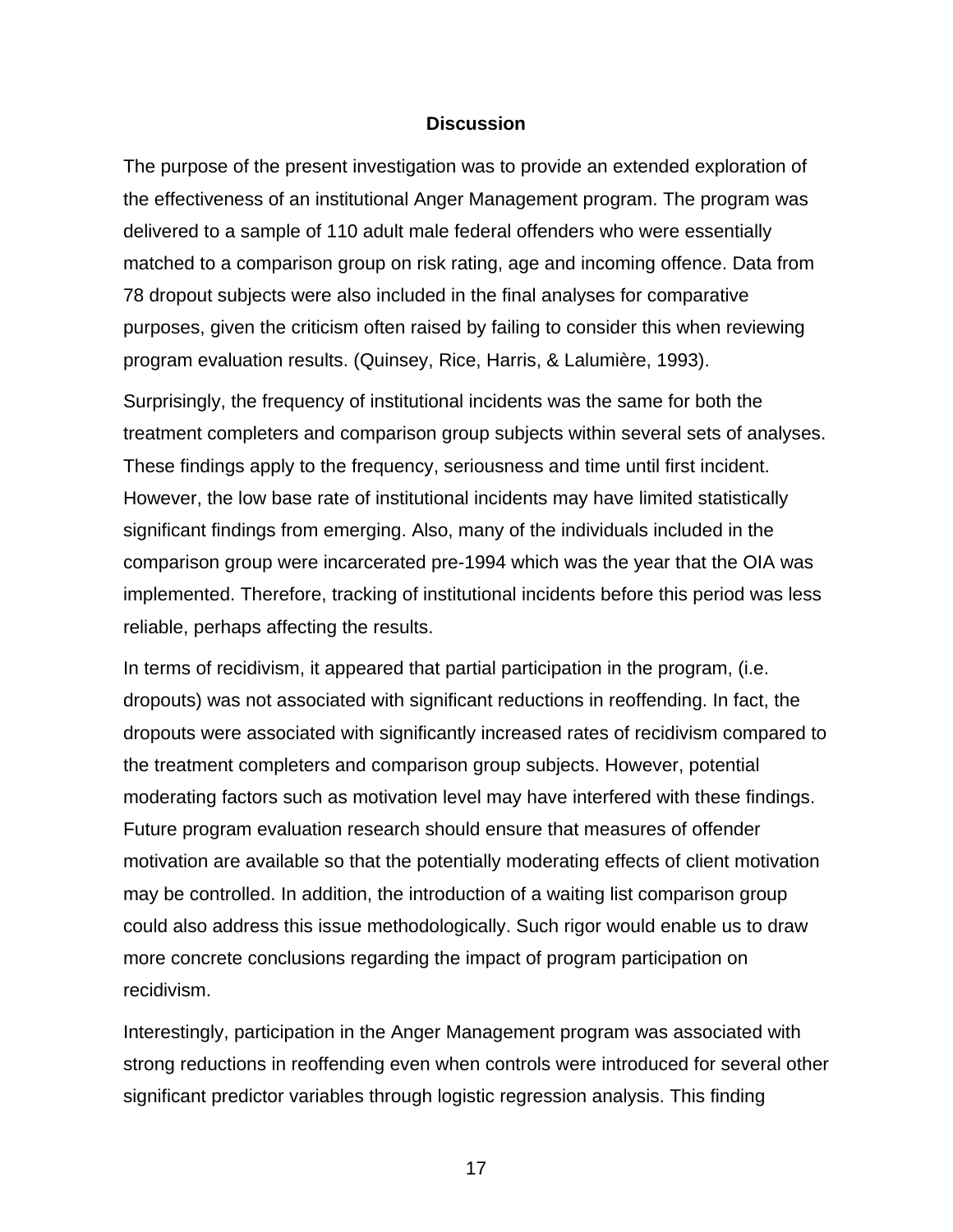## Discussion

The purpose of the present investigation was to provide an extended exploration of the effectiveness of an institutional Anger Management program. The program was delivered to a sample of 110 adult male federal offenders who were essentially matched to a comparison group on risk rating, age and incoming offence. Data from 78 dropout subjects were also included in the final analyses for comparative purposes, given the criticism often raised by failing to consider this when reviewing program evaluation results. (Quinsey, Rice, Harris, & Lalumière, 1993).

Surprisingly, the frequency of institutional incidents was the same for both the treatment completers and comparison group subjects within several sets of analyses. These findings apply to the frequency, seriousness and time until first incident. However, the low base rate of institutional incidents may have limited statistically significant findings from emerging. Also, many of the individuals included in the comparison group were incarcerated pre-1994 which was the year that the OIA was implemented. Therefore, tracking of institutional incidents before this period was less reliable, perhaps affecting the results.

In terms of recidivism, it appeared that partial participation in the program, (i.e. dropouts) was not associated with significant reductions in reoffending. In fact, the dropouts were associated with significantly increased rates of recidivism compared to the treatment completers and comparison group subjects. However, potential moderating factors such as motivation level may have interfered with these findings. Future program evaluation research should ensure that measures of offender motivation are available so that the potentially moderating effects of client motivation may be controlled. In addition, the introduction of a waiting list comparison group could also address this issue methodologically. Such rigor would enable us to draw more concrete conclusions regarding the impact of program participation on recidivism.

Interestingly, participation in the Anger Management program was associated with strong reductions in reoffending even when controls were introduced for several other significant predictor variables through logistic regression analysis. This finding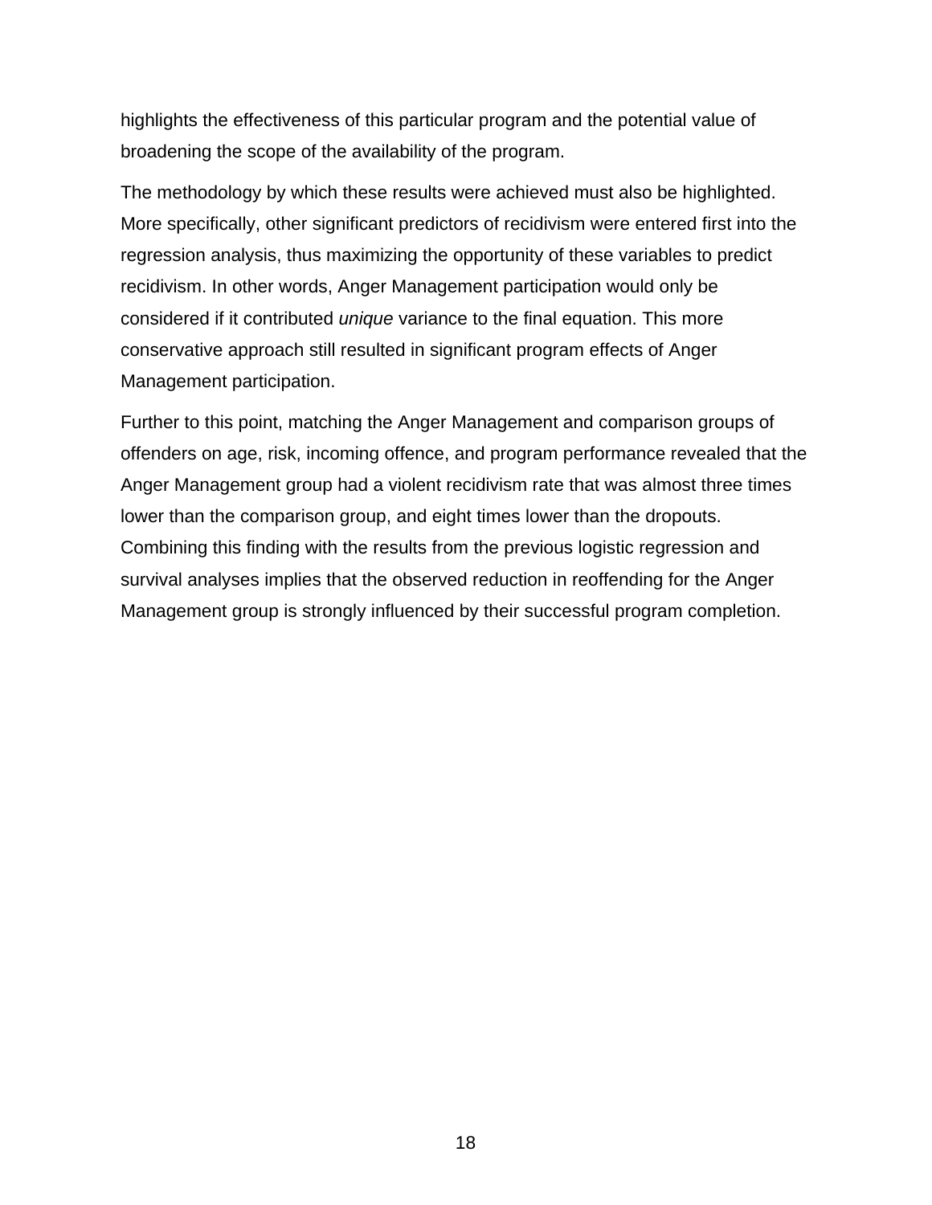highlights the effectiveness of this particular program and the potential value of broadening the scope of the availability of the program.

The methodology by which these results were achieved must also be highlighted. More specifically, other significant predictors of recidivism were entered first into the regression analysis, thus maximizing the opportunity of these variables to predict recidivism. In other words, Anger Management participation would only be considered if it contributed *unique* variance to the final equation. This more conservative approach still resulted in significant program effects of Anger Management participation.

Further to this point, matching the Anger Management and comparison groups of offenders on age, risk, incoming offence, and program performance revealed that the Anger Management group had a violent recidivism rate that was almost three times lower than the comparison group, and eight times lower than the dropouts. Combining this finding with the results from the previous logistic regression and survival analyses implies that the observed reduction in reoffending for the Anger Management group is strongly influenced by their successful program completion.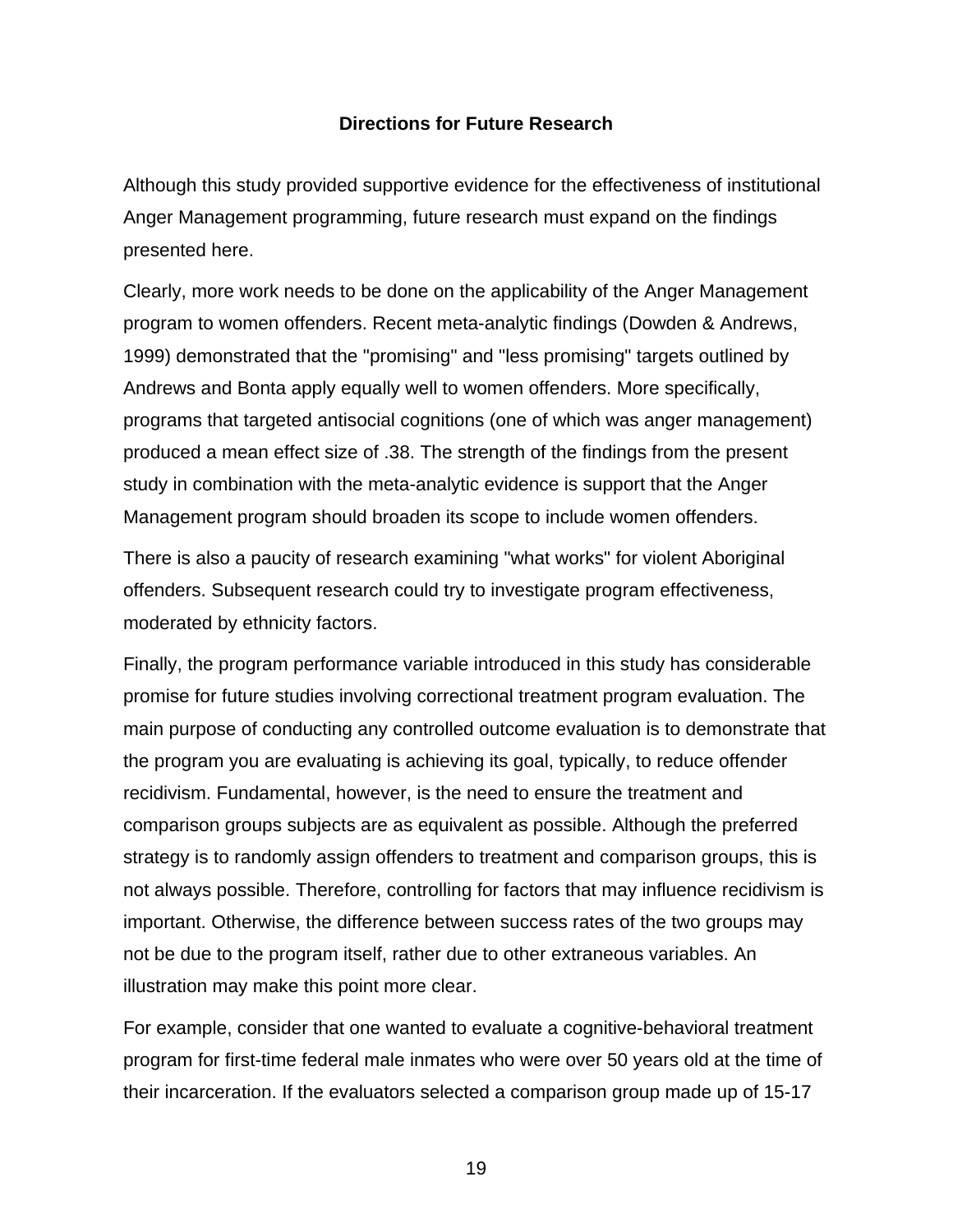## Directions for Future Research

Although this study provided supportive evidence for the effectiveness of institutional Anger Management programming, future research must expand on the findings presented here.

Clearly, more work needs to be done on the applicability of the Anger Management program to women offenders. Recent meta-analytic findings (Dowden & Andrews, 1999) demonstrated that the "promising" and "less promising" targets outlined by Andrews and Bonta apply equally well to women offenders. More specifically, programs that targeted antisocial cognitions (one of which was anger management) produced a mean effect size of .38. The strength of the findings from the present study in combination with the meta-analytic evidence is support that the Anger Management program should broaden its scope to include women offenders.

There is also a paucity of research examining "what works" for violent Aboriginal offenders. Subsequent research could try to investigate program effectiveness, moderated by ethnicity factors.

Finally, the program performance variable introduced in this study has considerable promise for future studies involving correctional treatment program evaluation. The main purpose of conducting any controlled outcome evaluation is to demonstrate that the program you are evaluating is achieving its goal, typically, to reduce offender recidivism. Fundamental, however, is the need to ensure the treatment and comparison groups subjects are as equivalent as possible. Although the preferred strategy is to randomly assign offenders to treatment and comparison groups, this is not always possible. Therefore, controlling for factors that may influence recidivism is important. Otherwise, the difference between success rates of the two groups may not be due to the program itself, rather due to other extraneous variables. An illustration may make this point more clear.

For example, consider that one wanted to evaluate a cognitive-behavioral treatment program for first-time federal male inmates who were over 50 years old at the time of their incarceration. If the evaluators selected a comparison group made up of 15-17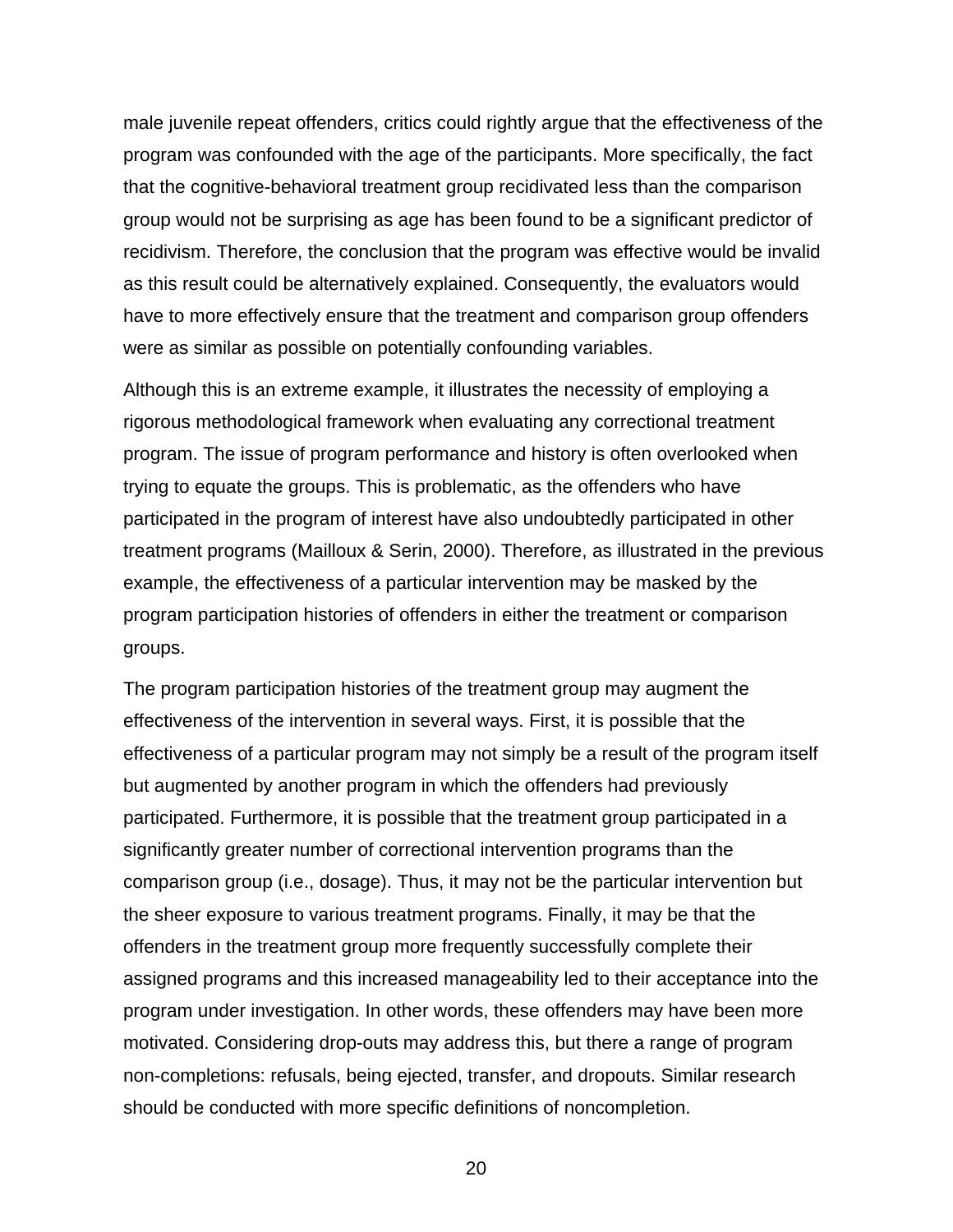male juvenile repeat offenders, critics could rightly argue that the effectiveness of the program was confounded with the age of the participants. More specifically, the fact that the cognitive-behavioral treatment group recidivated less than the comparison group would not be surprising as age has been found to be a significant predictor of recidivism. Therefore, the conclusion that the program was effective would be invalid as this result could be alternatively explained. Consequently, the evaluators would have to more effectively ensure that the treatment and comparison group offenders were as similar as possible on potentially confounding variables.

Although this is an extreme example, it illustrates the necessity of employing a rigorous methodological framework when evaluating any correctional treatment program. The issue of program performance and history is often overlooked when trying to equate the groups. This is problematic, as the offenders who have participated in the program of interest have also undoubtedly participated in other treatment programs (Mailloux & Serin, 2000). Therefore, as illustrated in the previous example, the effectiveness of a particular intervention may be masked by the program participation histories of offenders in either the treatment or comparison groups.

The program participation histories of the treatment group may augment the effectiveness of the intervention in several ways. First, it is possible that the effectiveness of a particular program may not simply be a result of the program itself but augmented by another program in which the offenders had previously participated. Furthermore, it is possible that the treatment group participated in a significantly greater number of correctional intervention programs than the comparison group (i.e., dosage). Thus, it may not be the particular intervention but the sheer exposure to various treatment programs. Finally, it may be that the offenders in the treatment group more frequently successfully complete their assigned programs and this increased manageability led to their acceptance into the program under investigation. In other words, these offenders may have been more motivated. Considering drop-outs may address this, but there a range of program non-completions: refusals, being ejected, transfer, and dropouts. Similar research should be conducted with more specific definitions of noncompletion.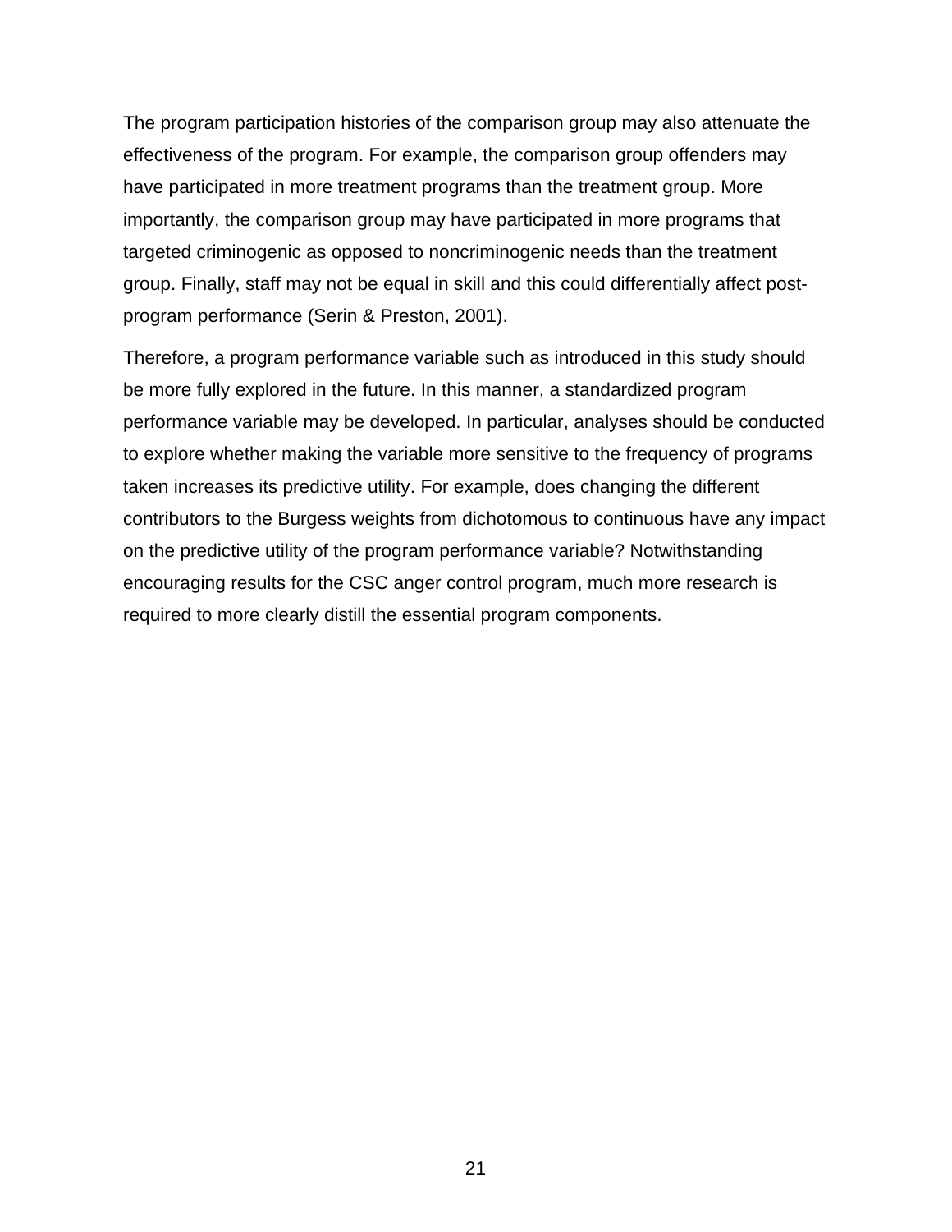The program participation histories of the comparison group may also attenuate the effectiveness of the program. For example, the comparison group offenders may have participated in more treatment programs than the treatment group. More importantly, the comparison group may have participated in more programs that targeted criminogenic as opposed to noncriminogenic needs than the treatment group. Finally, staff may not be equal in skill and this could differentially affect post-program performance (Serin & Preston, 2001).

Therefore, a program performance variable such as introduced in this study should be more fully explored in the future. In this manner, a standardized program performance variable may be developed. In particular, analyses should be conducted to explore whether making the variable more sensitive to the frequency of programs taken increases its predictive utility. For example, does changing the different contributors to the Burgess weights from dichotomous to continuous have any impact on the predictive utility of the program performance variable? Notwithstanding encouraging results for the CSC anger control program, much more research is required to more clearly distill the essential program components.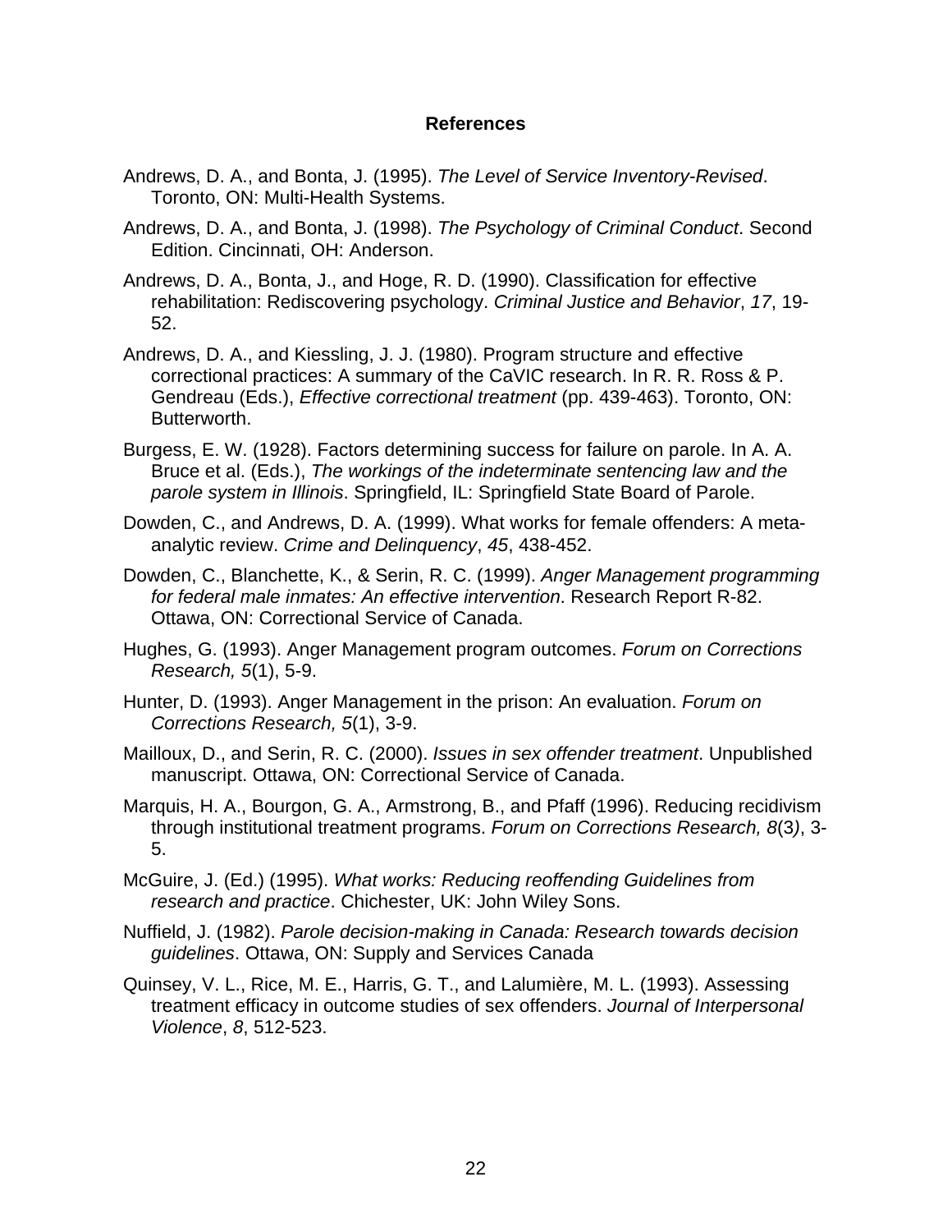## References

Andrews, D. A., and Bonta, J. (1995). *The Level of Service Inventory-Revised*. Toronto, ON: Multi-Health Systems.

Andrews, D. A., and Bonta, J. (1998). *The Psychology of Criminal Conduct*. Second Edition. Cincinnati, OH: Anderson.

Andrews, D. A., Bonta, J., and Hoge, R. D. (1990). Classification for effective rehabilitation: Rediscovering psychology. *Criminal Justice and Behavior*, *17*, 19-52.

Andrews, D. A., and Kiessling, J. J. (1980). Program structure and effective correctional practices: A summary of the CaVIC research. In R. R. Ross & P. Gendreau (Eds.), *Effective correctional treatment* (pp. 439-463). Toronto, ON: Butterworth.

Burgess, E. W. (1928). Factors determining success for failure on parole. In A. A. Bruce et al. (Eds.), *The workings of the indeterminate sentencing law and the parole system in Illinois*. Springfield, IL: Springfield State Board of Parole.

Dowden, C., and Andrews, D. A. (1999). What works for female offenders: A meta-analytic review. *Crime and Delinquency*, *45*, 438-452.

Dowden, C., Blanchette, K., & Serin, R. C. (1999). *Anger Management programming for federal male inmates: An effective intervention*. Research Report R-82. Ottawa, ON: Correctional Service of Canada.

Hughes, G. (1993). Anger Management program outcomes. *Forum on Corrections Research, 5*(1), 5-9.

Hunter, D. (1993). Anger Management in the prison: An evaluation. *Forum on Corrections Research, 5*(1), 3-9.

Mailloux, D., and Serin, R. C. (2000). *Issues in sex offender treatment*. Unpublished manuscript. Ottawa, ON: Correctional Service of Canada.

Marquis, H. A., Bourgon, G. A., Armstrong, B., and Pfaff (1996). Reducing recidivism through institutional treatment programs. *Forum on Corrections Research, 8*(3), 3-5.

McGuire, J. (Ed.) (1995). *What works: Reducing reoffending Guidelines from research and practice*. Chichester, UK: John Wiley Sons.

Nuffield, J. (1982). *Parole decision-making in Canada: Research towards decision guidelines*. Ottawa, ON: Supply and Services Canada

Quinsey, V. L., Rice, M. E., Harris, G. T., and Lalumière, M. L. (1993). Assessing treatment efficacy in outcome studies of sex offenders. *Journal of Interpersonal Violence*, *8*, 512-523.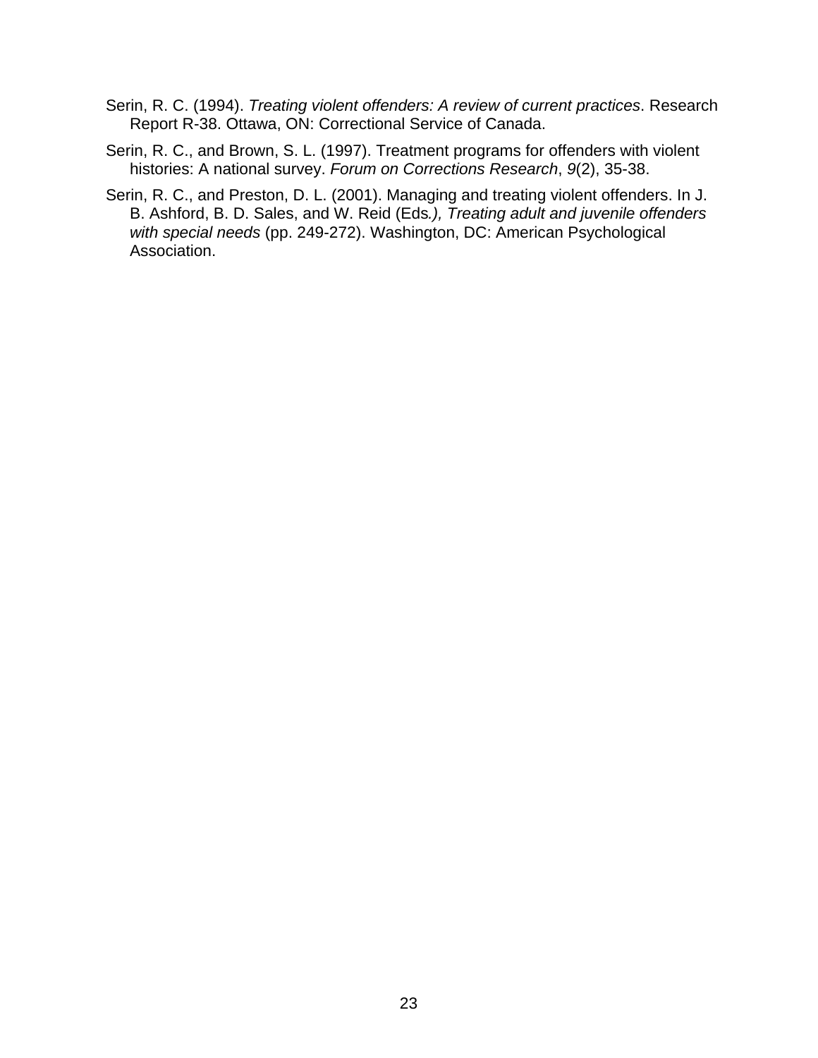Serin, R. C. (1994). *Treating violent offenders: A review of current practices*. Research Report R-38. Ottawa, ON: Correctional Service of Canada.

Serin, R. C., and Brown, S. L. (1997). Treatment programs for offenders with violent histories: A national survey. *Forum on Corrections Research*, *9*(2), 35-38.

Serin, R. C., and Preston, D. L. (2001). Managing and treating violent offenders. In J. B. Ashford, B. D. Sales, and W. Reid (Eds*.), Treating adult and juvenile offenders with special needs* (pp. 249-272). Washington, DC: American Psychological Association.